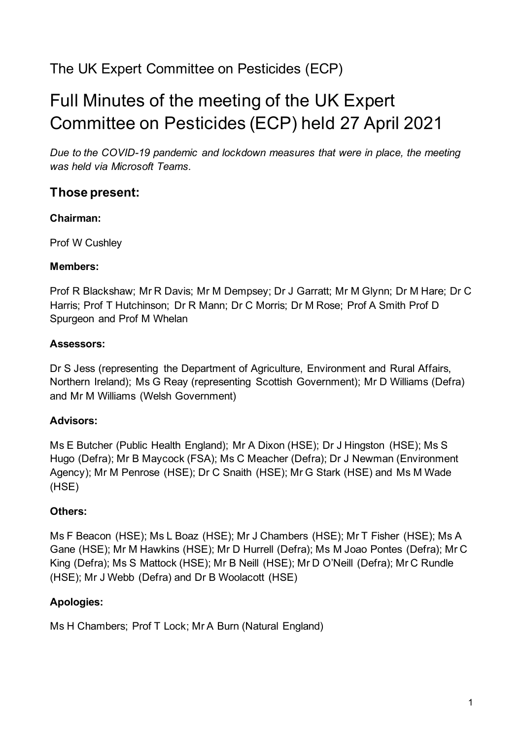The UK Expert Committee on Pesticides (ECP)

# Full Minutes of the meeting of the UK Expert Committee on Pesticides (ECP) held 27 April 2021

*Due to the COVID-19 pandemic and lockdown measures that were in place, the meeting was held via Microsoft Teams.*

## Those present:

**Chairman:**

Prof W Cushley

**Members:**

Prof R Blackshaw; Mr R Davis; Mr M Dempsey; Dr J Garratt; Mr M Glynn; Dr M Hare; Dr C Harris; Prof T Hutchinson; Dr R Mann; Dr C Morris; Dr M Rose; Prof A Smith Prof D Spurgeon and Prof M Whelan

**Assessors:**

Dr S Jess (representing the Department of Agriculture, Environment and Rural Affairs, Northern Ireland); Ms G Reay (representing Scottish Government); Mr D Williams (Defra) and Mr M Williams (Welsh Government)

**Advisors:**

Ms E Butcher (Public Health England); Mr A Dixon (HSE); Dr J Hingston (HSE); Ms S Hugo (Defra); Mr B Maycock (FSA); Ms C Meacher (Defra); Dr J Newman (Environment Agency); Mr M Penrose (HSE); Dr C Snaith (HSE); Mr G Stark (HSE) and Ms M Wade (HSE)

**Others:**

Ms F Beacon (HSE); Ms L Boaz (HSE); Mr J Chambers (HSE); Mr T Fisher (HSE); Ms A Gane (HSE); Mr M Hawkins (HSE); Mr D Hurrell (Defra); Ms M Joao Pontes (Defra); Mr C King (Defra); Ms S Mattock (HSE); Mr B Neill (HSE); Mr D O'Neill (Defra); Mr C Rundle (HSE); Mr J Webb (Defra) and Dr B Woolacott (HSE)

**Apologies:**

Ms H Chambers; Prof T Lock; Mr A Burn (Natural England)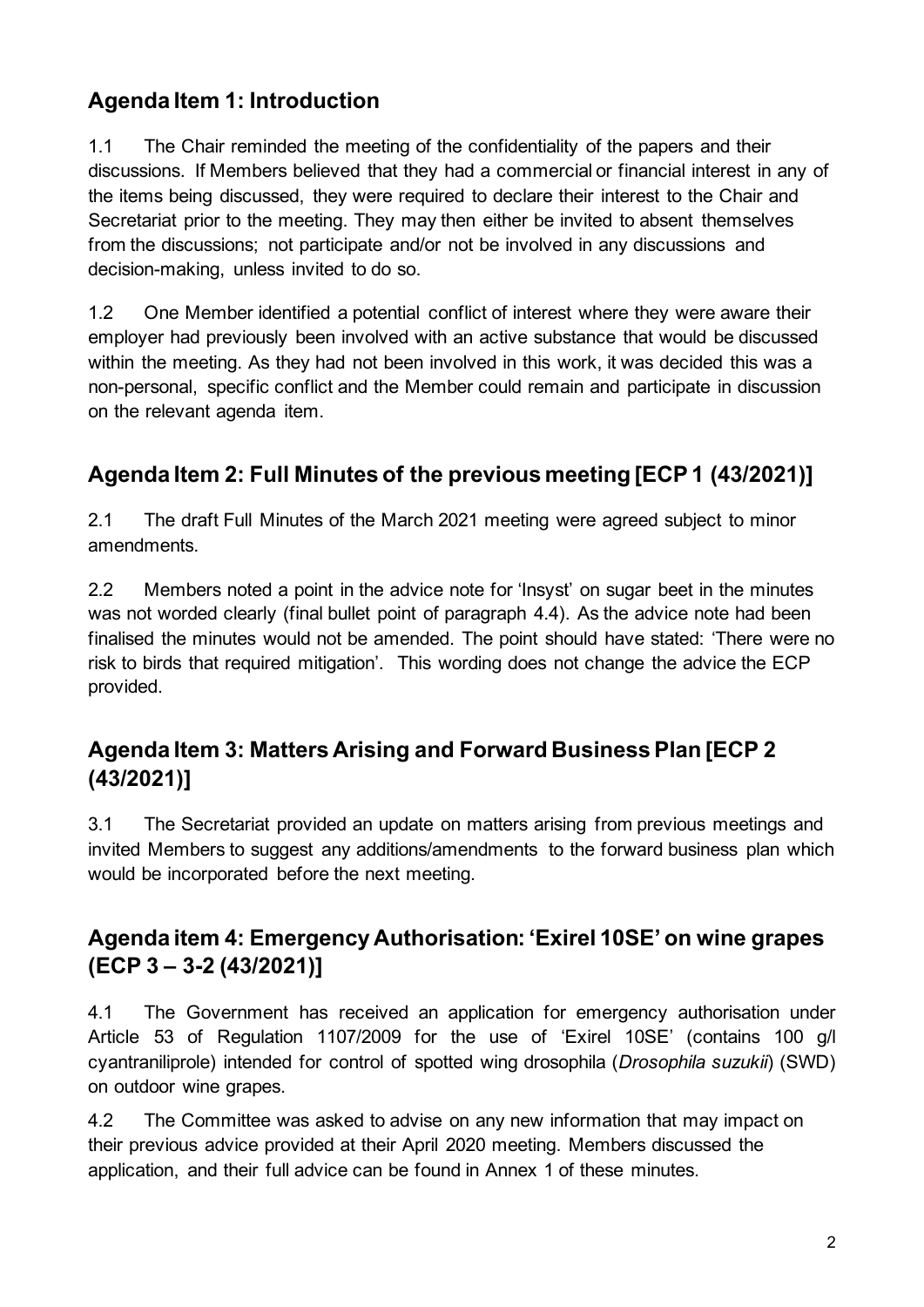## Agenda Item 1: Introduction

1.1 The Chair reminded the meeting of the confidentiality of the papers and their discussions. If Members believed that they had a commercial or financial interest in any of the items being discussed, they were required to declare their interest to the Chair and Secretariat prior to the meeting. They may then either be invited to absent themselves from the discussions; not participate and/or not be involved in any discussions and decision-making, unless invited to do so.

1.2 One Member identified a potential conflict of interest where they were aware their employer had previously been involved with an active substance that would be discussed within the meeting. As they had not been involved in this work, it was decided this was a non-personal, specific conflict and the Member could remain and participate in discussion on the relevant agenda item.

## Agenda Item 2: Full Minutes of the previous meeting [ECP 1 (43/2021)]

2.1 The draft Full Minutes of the March 2021 meeting were agreed subject to minor amendments.

2.2 Members noted a point in the advice note for 'Insyst' on sugar beet in the minutes was not worded clearly (final bullet point of paragraph 4.4). As the advice note had been finalised the minutes would not be amended. The point should have stated: 'There were no risk to birds that required mitigation'. This wording does not change the advice the ECP provided.

## Agenda Item 3: Matters Arising and Forward Business Plan [ECP 2 (43/2021)]

3.1 The Secretariat provided an update on matters arising from previous meetings and invited Members to suggest any additions/amendments to the forward business plan which would be incorporated before the next meeting.

## Agenda item 4: Emergency Authorisation: 'Exirel 10SE' on wine grapes (ECP 3 – 3-2 (43/2021)]

4.1 The Government has received an application for emergency authorisation under Article 53 of Regulation 1107/2009 for the use of 'Exirel 10SE' (contains 100 g/l cyantraniliprole) intended for control of spotted wing drosophila (*Drosophila suzukii*) (SWD) on outdoor wine grapes.

4.2 The Committee was asked to advise on any new information that may impact on their previous advice provided at their April 2020 meeting. Members discussed the application, and their full advice can be found in Annex 1 of these minutes.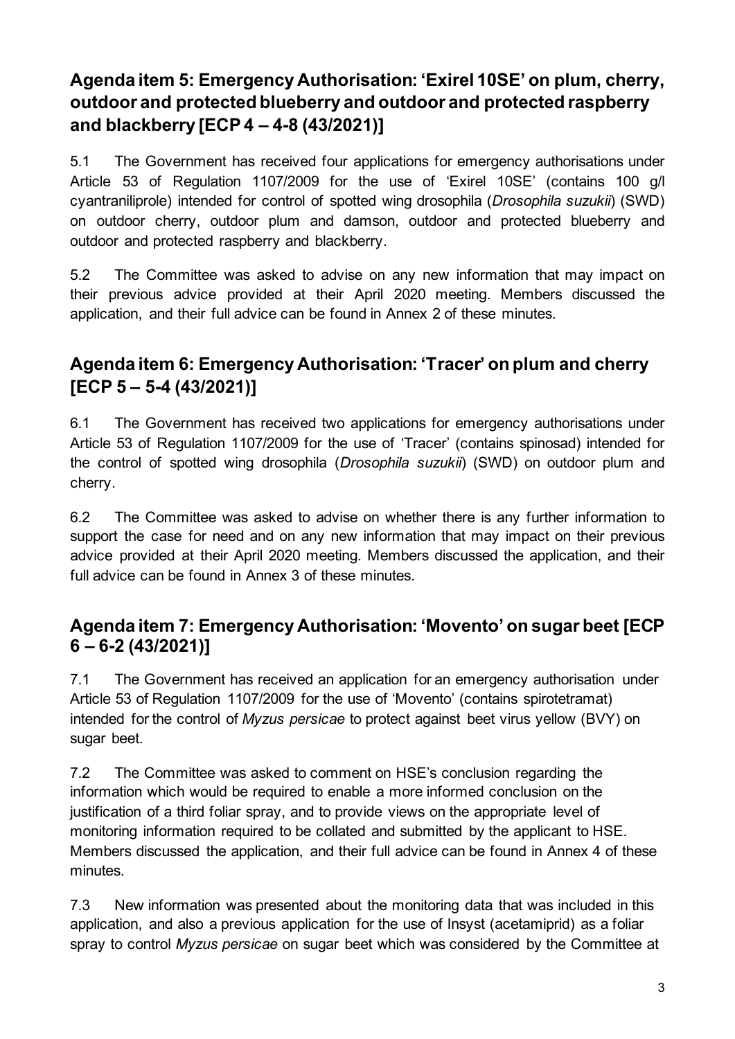## Agenda item 5: Emergency Authorisation: 'Exirel 10SE' on plum, cherry, outdoor and protected blueberry and outdoor and protected raspberry and blackberry [ECP 4 – 4-8 (43/2021)]

5.1 The Government has received four applications for emergency authorisations under Article 53 of Regulation 1107/2009 for the use of 'Exirel 10SE' (contains 100 g/l cyantraniliprole) intended for control of spotted wing drosophila (*Drosophila suzukii*) (SWD) on outdoor cherry, outdoor plum and damson, outdoor and protected blueberry and outdoor and protected raspberry and blackberry.

5.2 The Committee was asked to advise on any new information that may impact on their previous advice provided at their April 2020 meeting. Members discussed the application, and their full advice can be found in Annex 2 of these minutes.

## Agenda item 6: Emergency Authorisation: 'Tracer' on plum and cherry [ECP 5 – 5-4 (43/2021)]

6.1 The Government has received two applications for emergency authorisations under Article 53 of Regulation 1107/2009 for the use of 'Tracer' (contains spinosad) intended for the control of spotted wing drosophila (*Drosophila suzukii*) (SWD) on outdoor plum and cherry.

6.2 The Committee was asked to advise on whether there is any further information to support the case for need and on any new information that may impact on their previous advice provided at their April 2020 meeting. Members discussed the application, and their full advice can be found in Annex 3 of these minutes.

## Agenda item 7: Emergency Authorisation: 'Movento' on sugar beet [ECP 6 – 6-2 (43/2021)]

7.1 The Government has received an application for an emergency authorisation under Article 53 of Regulation 1107/2009 for the use of 'Movento' (contains spirotetramat) intended for the control of *Myzus persicae* to protect against beet virus yellow (BVY) on sugar beet.

7.2 The Committee was asked to comment on HSE's conclusion regarding the information which would be required to enable a more informed conclusion on the justification of a third foliar spray, and to provide views on the appropriate level of monitoring information required to be collated and submitted by the applicant to HSE. Members discussed the application, and their full advice can be found in Annex 4 of these minutes.

7.3 New information was presented about the monitoring data that was included in this application, and also a previous application for the use of Insyst (acetamiprid) as a foliar spray to control *Myzus persicae* on sugar beet which was considered by the Committee at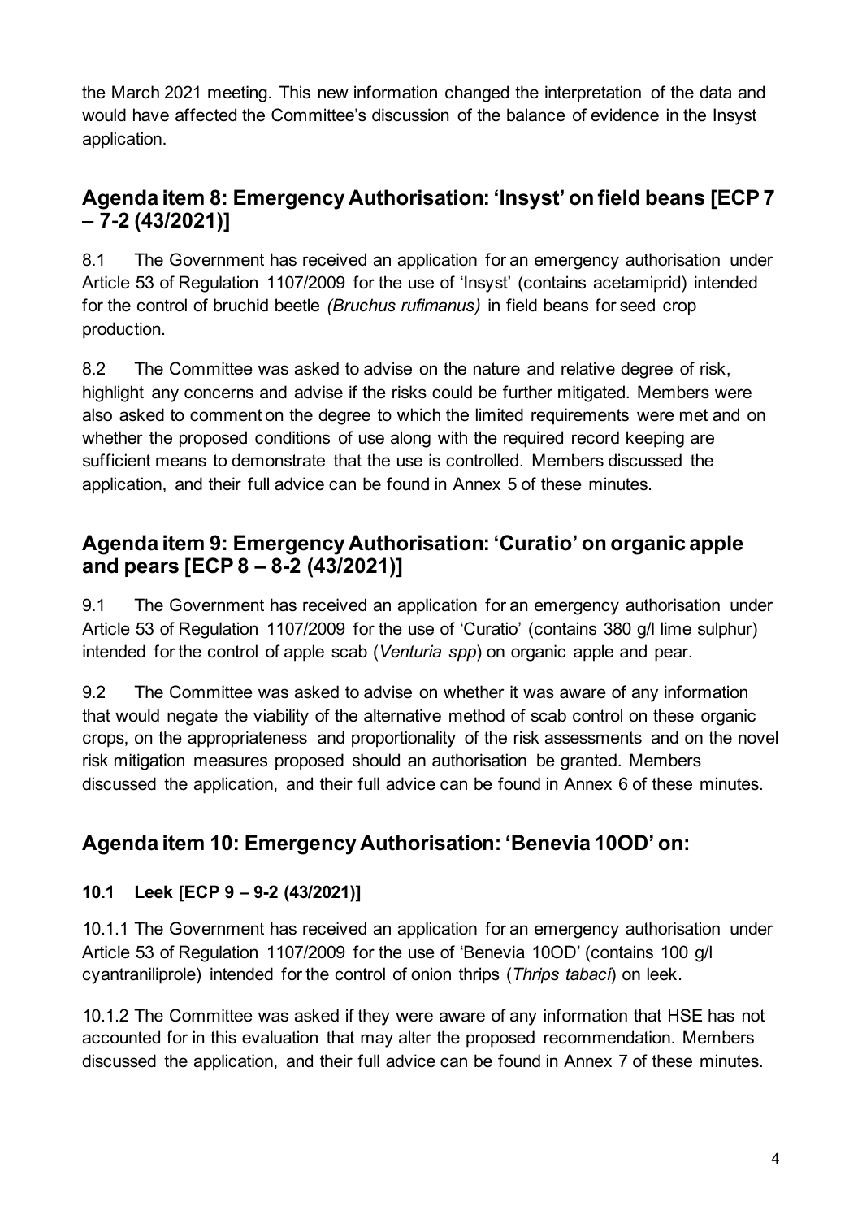the March 2021 meeting. This new information changed the interpretation of the data and would have affected the Committee's discussion of the balance of evidence in the Insyst application.

## Agenda item 8: Emergency Authorisation: 'Insyst' on field beans [ECP 7 – 7-2 (43/2021)]

8.1 The Government has received an application for an emergency authorisation under Article 53 of Regulation 1107/2009 for the use of 'Insyst' (contains acetamiprid) intended for the control of bruchid beetle *(Bruchus rufimanus)* in field beans for seed crop production.

8.2 The Committee was asked to advise on the nature and relative degree of risk, highlight any concerns and advise if the risks could be further mitigated. Members were also asked to comment on the degree to which the limited requirements were met and on whether the proposed conditions of use along with the required record keeping are sufficient means to demonstrate that the use is controlled. Members discussed the application, and their full advice can be found in Annex 5 of these minutes.

## Agenda item 9: Emergency Authorisation: 'Curatio' on organic apple and pears [ECP 8 – 8-2 (43/2021)]

9.1 The Government has received an application for an emergency authorisation under Article 53 of Regulation 1107/2009 for the use of 'Curatio' (contains 380 g/l lime sulphur) intended for the control of apple scab (*Venturia spp*) on organic apple and pear.

9.2 The Committee was asked to advise on whether it was aware of any information that would negate the viability of the alternative method of scab control on these organic crops, on the appropriateness and proportionality of the risk assessments and on the novel risk mitigation measures proposed should an authorisation be granted. Members discussed the application, and their full advice can be found in Annex 6 of these minutes.

## Agenda item 10: Emergency Authorisation: 'Benevia 10OD' on:

### 10.1 Leek [ECP 9 – 9-2 (43/2021)]

10.1.1 The Government has received an application for an emergency authorisation under Article 53 of Regulation 1107/2009 for the use of 'Benevia 10OD' (contains 100 g/l cyantraniliprole) intended for the control of onion thrips (*Thrips tabaci*) on leek.

10.1.2 The Committee was asked if they were aware of any information that HSE has not accounted for in this evaluation that may alter the proposed recommendation. Members discussed the application, and their full advice can be found in Annex 7 of these minutes.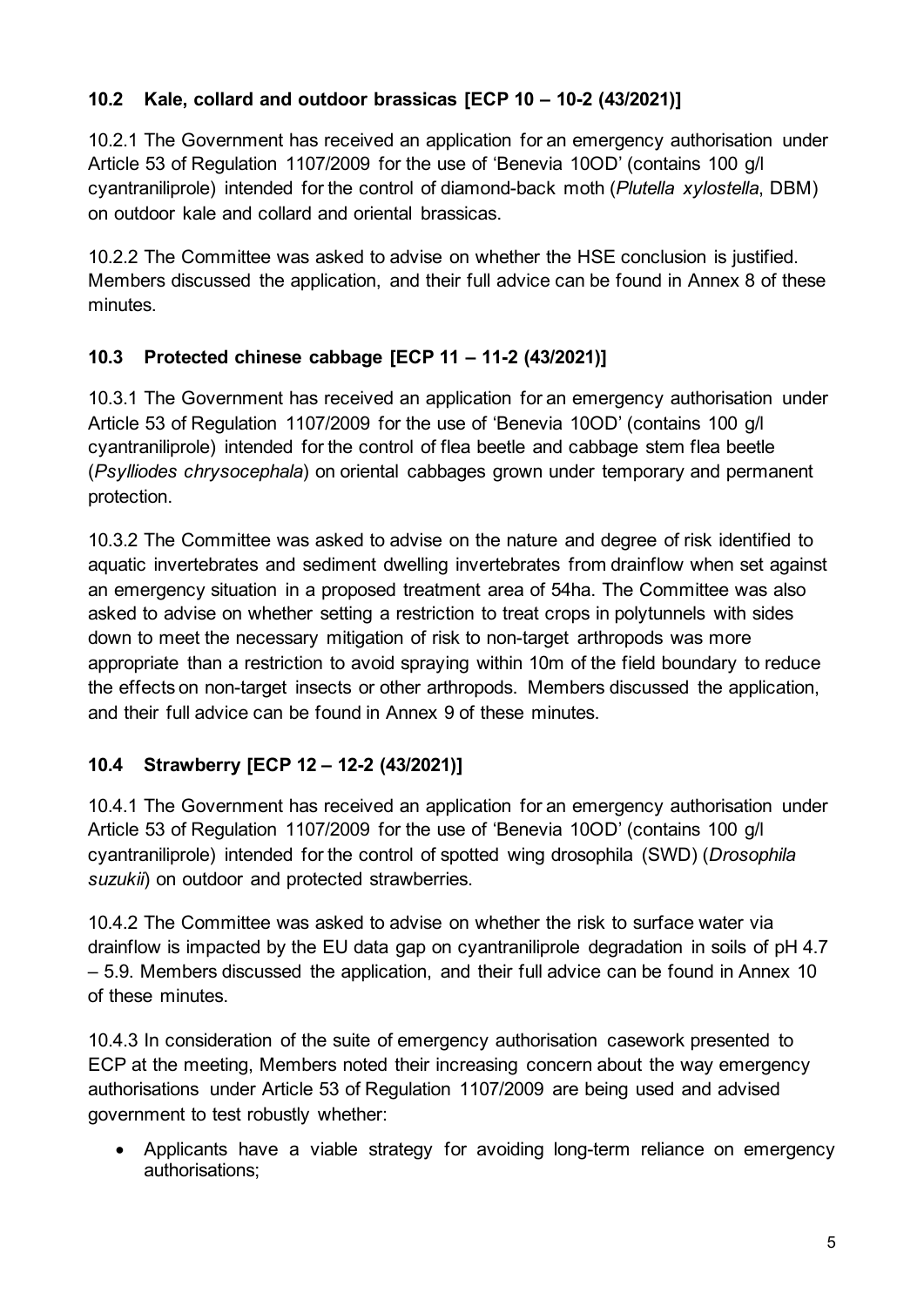### 10.2 Kale, collard and outdoor brassicas [ECP 10 – 10-2 (43/2021)]

10.2.1 The Government has received an application for an emergency authorisation under Article 53 of Regulation 1107/2009 for the use of 'Benevia 10OD' (contains 100 g/l cyantraniliprole) intended for the control of diamond-back moth (*Plutella xylostella*, DBM) on outdoor kale and collard and oriental brassicas.

10.2.2 The Committee was asked to advise on whether the HSE conclusion is justified. Members discussed the application, and their full advice can be found in Annex 8 of these minutes.

### 10.3 Protected chinese cabbage [ECP 11 – 11-2 (43/2021)]

10.3.1 The Government has received an application for an emergency authorisation under Article 53 of Regulation 1107/2009 for the use of 'Benevia 10OD' (contains 100 g/l cyantraniliprole) intended for the control of flea beetle and cabbage stem flea beetle (*Psylliodes chrysocephala*) on oriental cabbages grown under temporary and permanent protection.

10.3.2 The Committee was asked to advise on the nature and degree of risk identified to aquatic invertebrates and sediment dwelling invertebrates from drainflow when set against an emergency situation in a proposed treatment area of 54ha. The Committee was also asked to advise on whether setting a restriction to treat crops in polytunnels with sides down to meet the necessary mitigation of risk to non-target arthropods was more appropriate than a restriction to avoid spraying within 10m of the field boundary to reduce the effects on non-target insects or other arthropods. Members discussed the application, and their full advice can be found in Annex 9 of these minutes.

### 10.4 Strawberry [ECP 12 – 12-2 (43/2021)]

10.4.1 The Government has received an application for an emergency authorisation under Article 53 of Regulation 1107/2009 for the use of 'Benevia 10OD' (contains 100 g/l cyantraniliprole) intended for the control of spotted wing drosophila (SWD) (*Drosophila suzukii*) on outdoor and protected strawberries.

10.4.2 The Committee was asked to advise on whether the risk to surface water via drainflow is impacted by the EU data gap on cyantraniliprole degradation in soils of pH 4.7 – 5.9. Members discussed the application, and their full advice can be found in Annex 10 of these minutes.

10.4.3 In consideration of the suite of emergency authorisation casework presented to ECP at the meeting, Members noted their increasing concern about the way emergency authorisations under Article 53 of Regulation 1107/2009 are being used and advised government to test robustly whether:

- Applicants have a viable strategy for avoiding long-term reliance on emergency authorisations;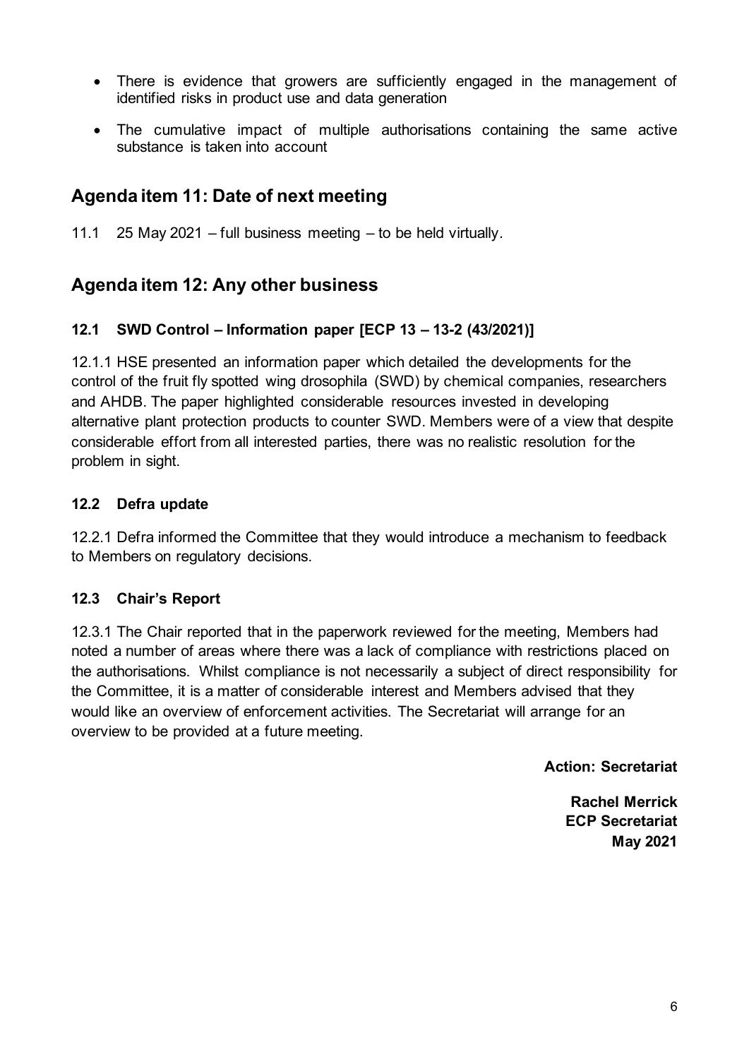- There is evidence that growers are sufficiently engaged in the management of identified risks in product use and data generation
- The cumulative impact of multiple authorisations containing the same active substance is taken into account

## Agenda item 11: Date of next meeting

11.1 25 May 2021 – full business meeting – to be held virtually.

## Agenda item 12: Any other business

### 12.1 SWD Control – Information paper [ECP 13 – 13-2 (43/2021)]

12.1.1 HSE presented an information paper which detailed the developments for the control of the fruit fly spotted wing drosophila (SWD) by chemical companies, researchers and AHDB. The paper highlighted considerable resources invested in developing alternative plant protection products to counter SWD. Members were of a view that despite considerable effort from all interested parties, there was no realistic resolution for the problem in sight.

### 12.2 Defra update

12.2.1 Defra informed the Committee that they would introduce a mechanism to feedback to Members on regulatory decisions.

### 12.3 Chair's Report

12.3.1 The Chair reported that in the paperwork reviewed for the meeting, Members had noted a number of areas where there was a lack of compliance with restrictions placed on the authorisations. Whilst compliance is not necessarily a subject of direct responsibility for the Committee, it is a matter of considerable interest and Members advised that they would like an overview of enforcement activities. The Secretariat will arrange for an overview to be provided at a future meeting.

**Action: Secretariat**

**Rachel Merrick**
**ECP Secretariat**
**May 2021**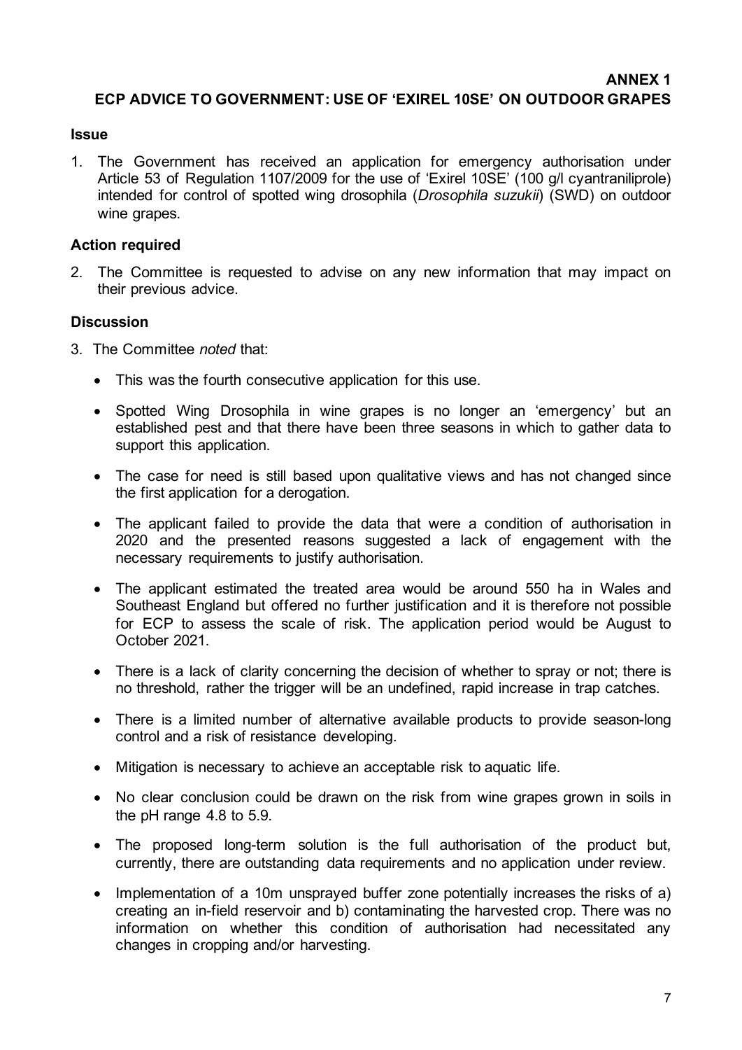**ANNEX 1**

## ECP ADVICE TO GOVERNMENT: USE OF 'EXIREL 10SE' ON OUTDOOR GRAPES

### Issue

1. The Government has received an application for emergency authorisation under Article 53 of Regulation 1107/2009 for the use of 'Exirel 10SE' (100 g/l cyantraniliprole) intended for control of spotted wing drosophila (*Drosophila suzukii*) (SWD) on outdoor wine grapes.

### Action required

2. The Committee is requested to advise on any new information that may impact on their previous advice.

### Discussion

3. The Committee *noted* that:

   - This was the fourth consecutive application for this use.
   - Spotted Wing Drosophila in wine grapes is no longer an 'emergency' but an established pest and that there have been three seasons in which to gather data to support this application.
   - The case for need is still based upon qualitative views and has not changed since the first application for a derogation.
   - The applicant failed to provide the data that were a condition of authorisation in 2020 and the presented reasons suggested a lack of engagement with the necessary requirements to justify authorisation.
   - The applicant estimated the treated area would be around 550 ha in Wales and Southeast England but offered no further justification and it is therefore not possible for ECP to assess the scale of risk. The application period would be August to October 2021.
   - There is a lack of clarity concerning the decision of whether to spray or not; there is no threshold, rather the trigger will be an undefined, rapid increase in trap catches.
   - There is a limited number of alternative available products to provide season-long control and a risk of resistance developing.
   - Mitigation is necessary to achieve an acceptable risk to aquatic life.
   - No clear conclusion could be drawn on the risk from wine grapes grown in soils in the pH range 4.8 to 5.9.
   - The proposed long-term solution is the full authorisation of the product but, currently, there are outstanding data requirements and no application under review.
   - Implementation of a 10m unsprayed buffer zone potentially increases the risks of a) creating an in-field reservoir and b) contaminating the harvested crop. There was no information on whether this condition of authorisation had necessitated any changes in cropping and/or harvesting.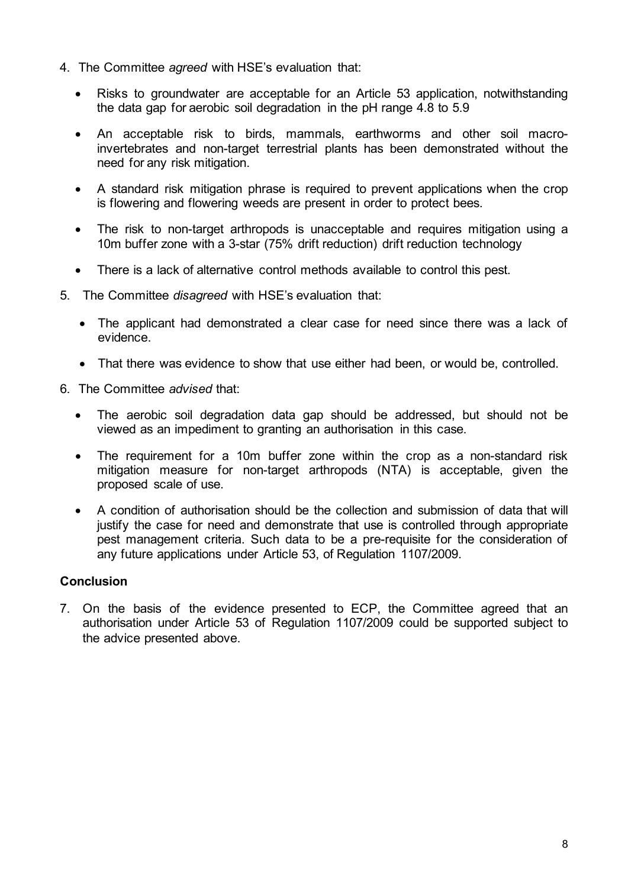4. The Committee *agreed* with HSE's evaluation that:

   - Risks to groundwater are acceptable for an Article 53 application, notwithstanding the data gap for aerobic soil degradation in the pH range 4.8 to 5.9
   - An acceptable risk to birds, mammals, earthworms and other soil macro-invertebrates and non-target terrestrial plants has been demonstrated without the need for any risk mitigation.
   - A standard risk mitigation phrase is required to prevent applications when the crop is flowering and flowering weeds are present in order to protect bees.
   - The risk to non-target arthropods is unacceptable and requires mitigation using a 10m buffer zone with a 3-star (75% drift reduction) drift reduction technology
   - There is a lack of alternative control methods available to control this pest.

5. The Committee *disagreed* with HSE's evaluation that:

   - The applicant had demonstrated a clear case for need since there was a lack of evidence.
   - That there was evidence to show that use either had been, or would be, controlled.

6. The Committee *advised* that:

   - The aerobic soil degradation data gap should be addressed, but should not be viewed as an impediment to granting an authorisation in this case.
   - The requirement for a 10m buffer zone within the crop as a non-standard risk mitigation measure for non-target arthropods (NTA) is acceptable, given the proposed scale of use.
   - A condition of authorisation should be the collection and submission of data that will justify the case for need and demonstrate that use is controlled through appropriate pest management criteria. Such data to be a pre-requisite for the consideration of any future applications under Article 53, of Regulation 1107/2009.

**Conclusion**

7. On the basis of the evidence presented to ECP, the Committee agreed that an authorisation under Article 53 of Regulation 1107/2009 could be supported subject to the advice presented above.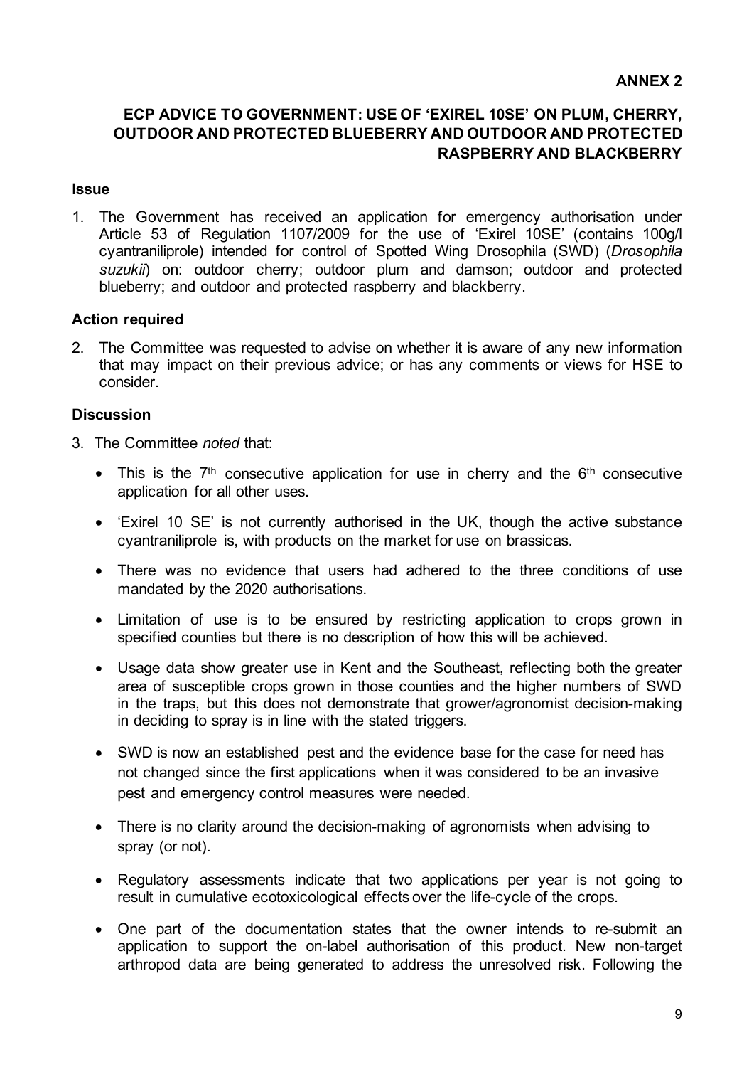**ANNEX 2**

## ECP ADVICE TO GOVERNMENT: USE OF 'EXIREL 10SE' ON PLUM, CHERRY, OUTDOOR AND PROTECTED BLUEBERRY AND OUTDOOR AND PROTECTED RASPBERRY AND BLACKBERRY

### Issue

1. The Government has received an application for emergency authorisation under Article 53 of Regulation 1107/2009 for the use of 'Exirel 10SE' (contains 100g/l cyantraniliprole) intended for control of Spotted Wing Drosophila (SWD) (*Drosophila suzukii*) on: outdoor cherry; outdoor plum and damson; outdoor and protected blueberry; and outdoor and protected raspberry and blackberry.

### Action required

2. The Committee was requested to advise on whether it is aware of any new information that may impact on their previous advice; or has any comments or views for HSE to consider.

### Discussion

3. The Committee *noted* that:

   - This is the 7th consecutive application for use in cherry and the 6th consecutive application for all other uses.
   - 'Exirel 10 SE' is not currently authorised in the UK, though the active substance cyantraniliprole is, with products on the market for use on brassicas.
   - There was no evidence that users had adhered to the three conditions of use mandated by the 2020 authorisations.
   - Limitation of use is to be ensured by restricting application to crops grown in specified counties but there is no description of how this will be achieved.
   - Usage data show greater use in Kent and the Southeast, reflecting both the greater area of susceptible crops grown in those counties and the higher numbers of SWD in the traps, but this does not demonstrate that grower/agronomist decision-making in deciding to spray is in line with the stated triggers.
   - SWD is now an established pest and the evidence base for the case for need has not changed since the first applications when it was considered to be an invasive pest and emergency control measures were needed.
   - There is no clarity around the decision-making of agronomists when advising to spray (or not).
   - Regulatory assessments indicate that two applications per year is not going to result in cumulative ecotoxicological effects over the life-cycle of the crops.
   - One part of the documentation states that the owner intends to re-submit an application to support the on-label authorisation of this product. New non-target arthropod data are being generated to address the unresolved risk. Following the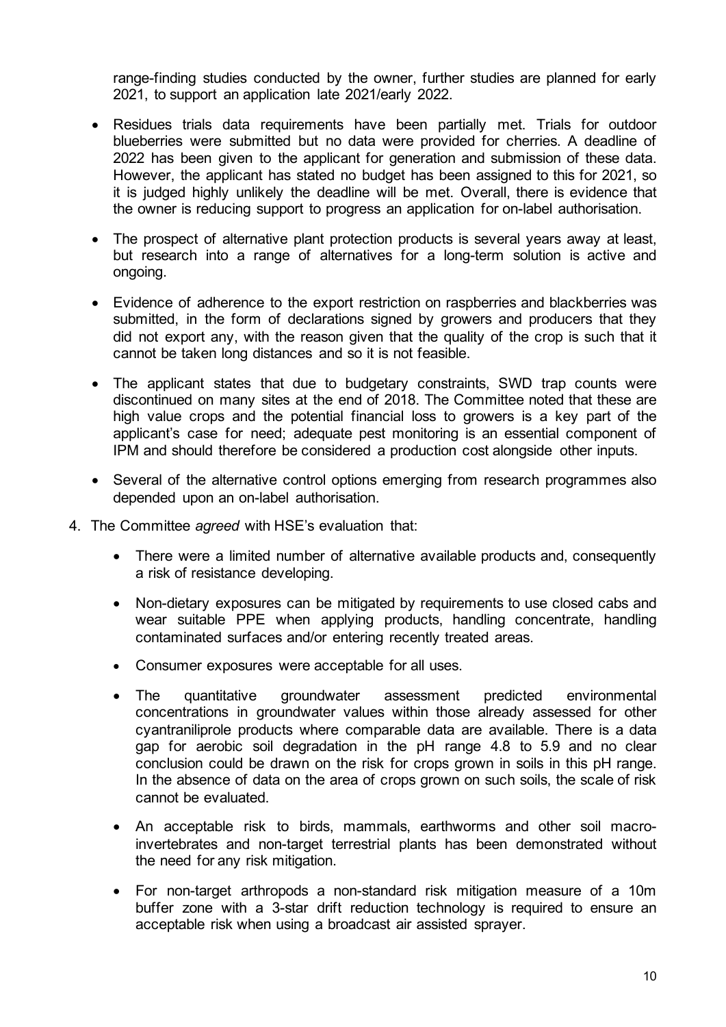range-finding studies conducted by the owner, further studies are planned for early 2021, to support an application late 2021/early 2022.

- Residues trials data requirements have been partially met. Trials for outdoor blueberries were submitted but no data were provided for cherries. A deadline of 2022 has been given to the applicant for generation and submission of these data. However, the applicant has stated no budget has been assigned to this for 2021, so it is judged highly unlikely the deadline will be met. Overall, there is evidence that the owner is reducing support to progress an application for on-label authorisation.
- The prospect of alternative plant protection products is several years away at least, but research into a range of alternatives for a long-term solution is active and ongoing.
- Evidence of adherence to the export restriction on raspberries and blackberries was submitted, in the form of declarations signed by growers and producers that they did not export any, with the reason given that the quality of the crop is such that it cannot be taken long distances and so it is not feasible.
- The applicant states that due to budgetary constraints, SWD trap counts were discontinued on many sites at the end of 2018. The Committee noted that these are high value crops and the potential financial loss to growers is a key part of the applicant's case for need; adequate pest monitoring is an essential component of IPM and should therefore be considered a production cost alongside other inputs.
- Several of the alternative control options emerging from research programmes also depended upon an on-label authorisation.

4. The Committee *agreed* with HSE's evaluation that:

   - There were a limited number of alternative available products and, consequently a risk of resistance developing.
   - Non-dietary exposures can be mitigated by requirements to use closed cabs and wear suitable PPE when applying products, handling concentrate, handling contaminated surfaces and/or entering recently treated areas.
   - Consumer exposures were acceptable for all uses.
   - The quantitative groundwater assessment predicted environmental concentrations in groundwater values within those already assessed for other cyantraniliprole products where comparable data are available. There is a data gap for aerobic soil degradation in the pH range 4.8 to 5.9 and no clear conclusion could be drawn on the risk for crops grown in soils in this pH range. In the absence of data on the area of crops grown on such soils, the scale of risk cannot be evaluated.
   - An acceptable risk to birds, mammals, earthworms and other soil macro-invertebrates and non-target terrestrial plants has been demonstrated without the need for any risk mitigation.
   - For non-target arthropods a non-standard risk mitigation measure of a 10m buffer zone with a 3-star drift reduction technology is required to ensure an acceptable risk when using a broadcast air assisted sprayer.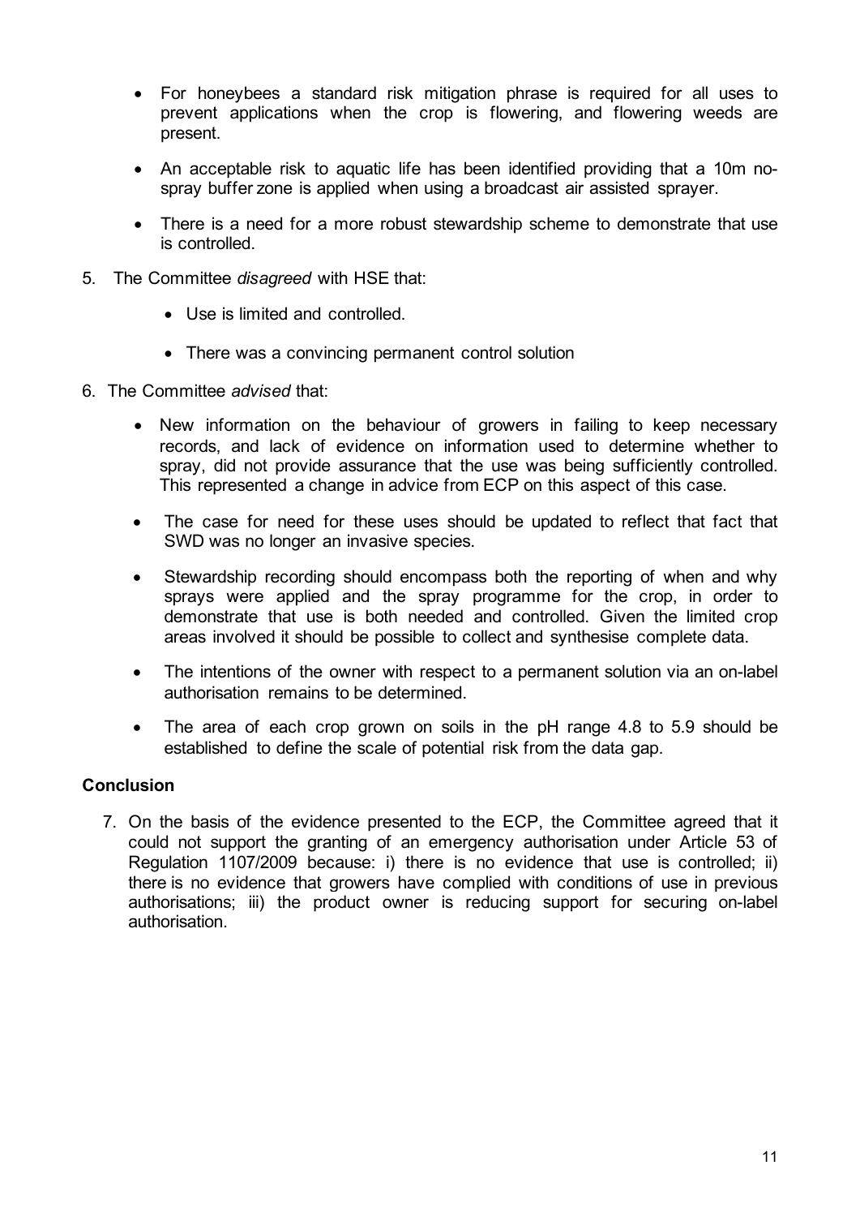- For honeybees a standard risk mitigation phrase is required for all uses to prevent applications when the crop is flowering, and flowering weeds are present.
- An acceptable risk to aquatic life has been identified providing that a 10m no-spray buffer zone is applied when using a broadcast air assisted sprayer.
- There is a need for a more robust stewardship scheme to demonstrate that use is controlled.

5. The Committee *disagreed* with HSE that:
    - Use is limited and controlled.
    - There was a convincing permanent control solution

6. The Committee *advised* that:
    - New information on the behaviour of growers in failing to keep necessary records, and lack of evidence on information used to determine whether to spray, did not provide assurance that the use was being sufficiently controlled. This represented a change in advice from ECP on this aspect of this case.
    - The case for need for these uses should be updated to reflect that fact that SWD was no longer an invasive species.
    - Stewardship recording should encompass both the reporting of when and why sprays were applied and the spray programme for the crop, in order to demonstrate that use is both needed and controlled. Given the limited crop areas involved it should be possible to collect and synthesise complete data.
    - The intentions of the owner with respect to a permanent solution via an on-label authorisation remains to be determined.
    - The area of each crop grown on soils in the pH range 4.8 to 5.9 should be established to define the scale of potential risk from the data gap.

## Conclusion

7. On the basis of the evidence presented to the ECP, the Committee agreed that it could not support the granting of an emergency authorisation under Article 53 of Regulation 1107/2009 because: i) there is no evidence that use is controlled; ii) there is no evidence that growers have complied with conditions of use in previous authorisations; iii) the product owner is reducing support for securing on-label authorisation.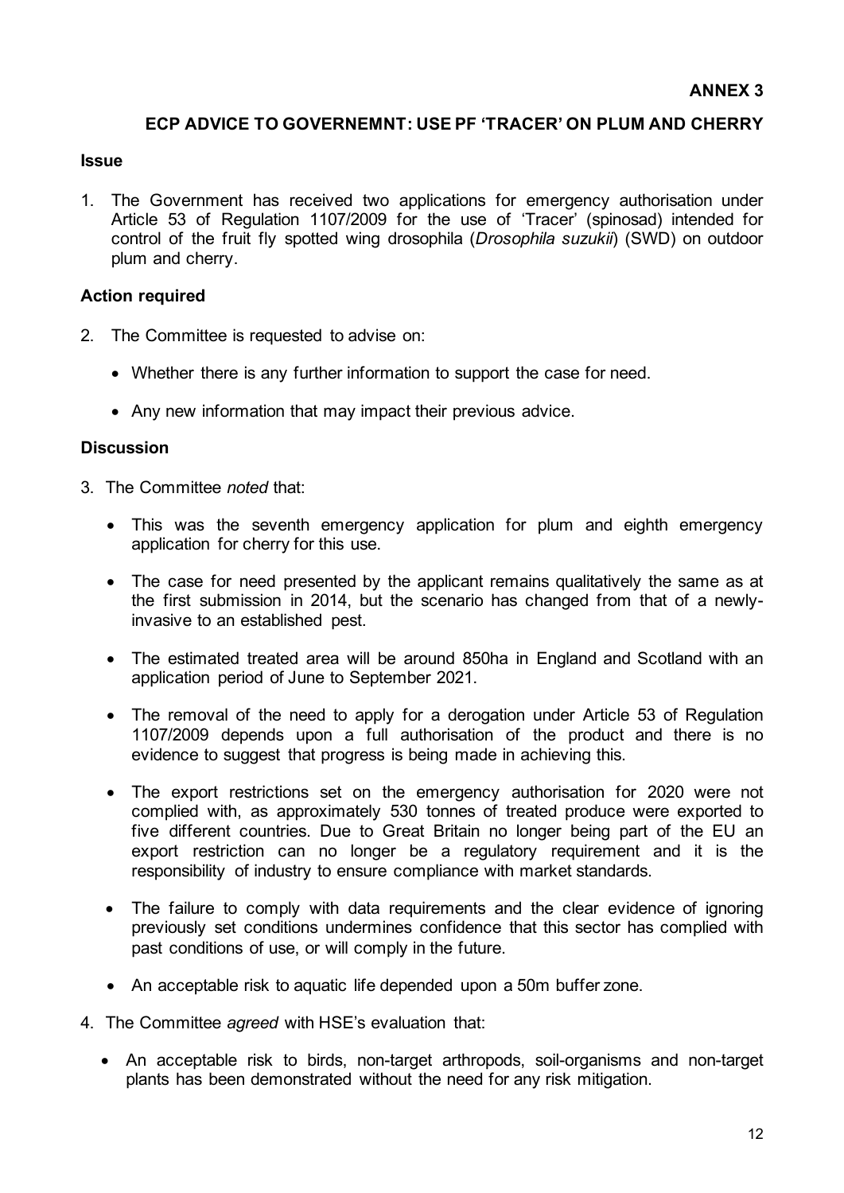**ANNEX 3**

## ECP ADVICE TO GOVERNEMNT: USE PF 'TRACER' ON PLUM AND CHERRY

### Issue

1. The Government has received two applications for emergency authorisation under Article 53 of Regulation 1107/2009 for the use of 'Tracer' (spinosad) intended for control of the fruit fly spotted wing drosophila (*Drosophila suzukii*) (SWD) on outdoor plum and cherry.

### Action required

2. The Committee is requested to advise on:

   - Whether there is any further information to support the case for need.
   - Any new information that may impact their previous advice.

### Discussion

3. The Committee *noted* that:

   - This was the seventh emergency application for plum and eighth emergency application for cherry for this use.
   - The case for need presented by the applicant remains qualitatively the same as at the first submission in 2014, but the scenario has changed from that of a newly-invasive to an established pest.
   - The estimated treated area will be around 850ha in England and Scotland with an application period of June to September 2021.
   - The removal of the need to apply for a derogation under Article 53 of Regulation 1107/2009 depends upon a full authorisation of the product and there is no evidence to suggest that progress is being made in achieving this.
   - The export restrictions set on the emergency authorisation for 2020 were not complied with, as approximately 530 tonnes of treated produce were exported to five different countries. Due to Great Britain no longer being part of the EU an export restriction can no longer be a regulatory requirement and it is the responsibility of industry to ensure compliance with market standards.
   - The failure to comply with data requirements and the clear evidence of ignoring previously set conditions undermines confidence that this sector has complied with past conditions of use, or will comply in the future.
   - An acceptable risk to aquatic life depended upon a 50m buffer zone.

4. The Committee *agreed* with HSE's evaluation that:

   - An acceptable risk to birds, non-target arthropods, soil-organisms and non-target plants has been demonstrated without the need for any risk mitigation.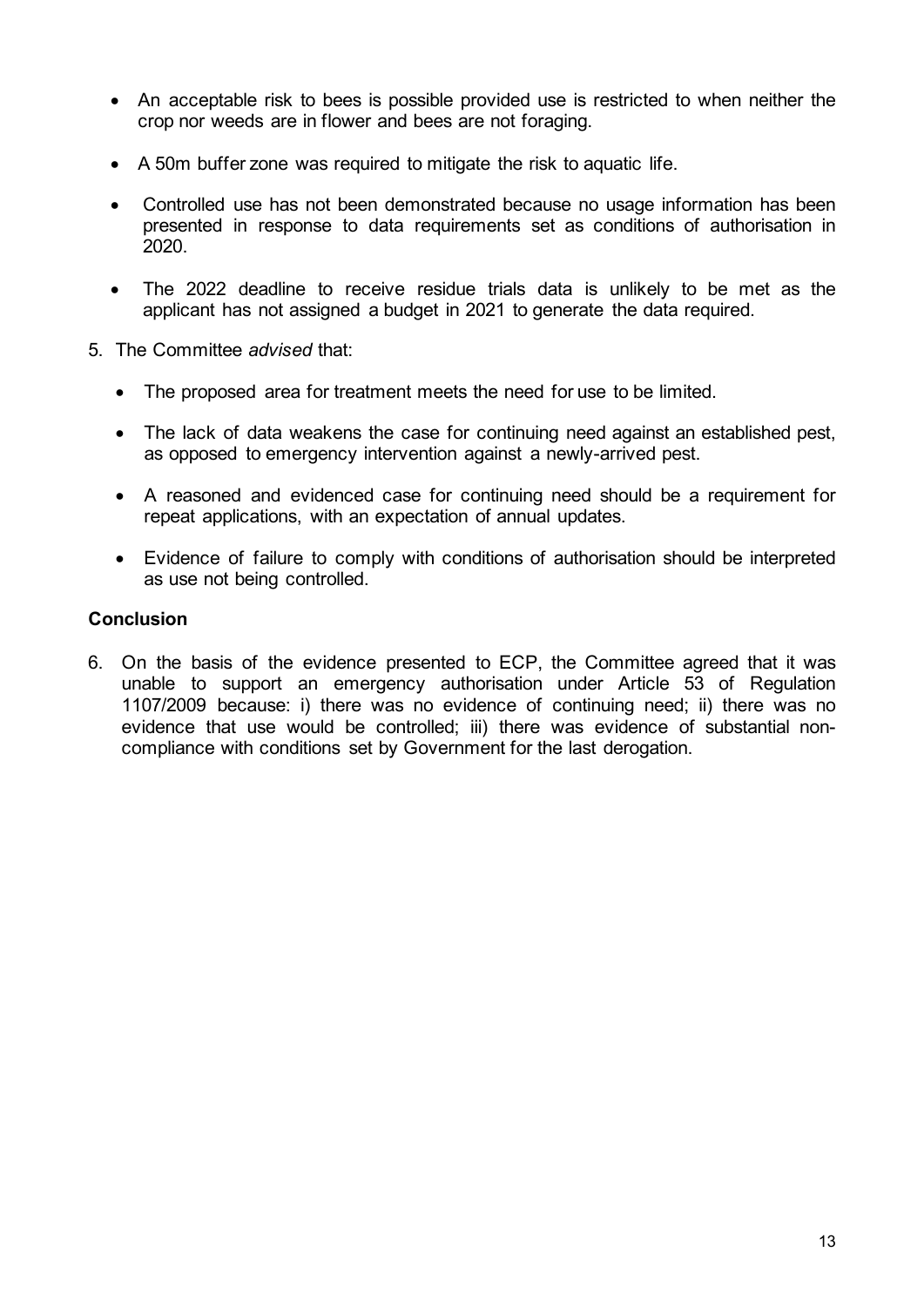- An acceptable risk to bees is possible provided use is restricted to when neither the crop nor weeds are in flower and bees are not foraging.

- A 50m buffer zone was required to mitigate the risk to aquatic life.

- Controlled use has not been demonstrated because no usage information has been presented in response to data requirements set as conditions of authorisation in 2020.

- The 2022 deadline to receive residue trials data is unlikely to be met as the applicant has not assigned a budget in 2021 to generate the data required.

5. The Committee *advised* that:

   - The proposed area for treatment meets the need for use to be limited.

   - The lack of data weakens the case for continuing need against an established pest, as opposed to emergency intervention against a newly-arrived pest.

   - A reasoned and evidenced case for continuing need should be a requirement for repeat applications, with an expectation of annual updates.

   - Evidence of failure to comply with conditions of authorisation should be interpreted as use not being controlled.

**Conclusion**

6. On the basis of the evidence presented to ECP, the Committee agreed that it was unable to support an emergency authorisation under Article 53 of Regulation 1107/2009 because: i) there was no evidence of continuing need; ii) there was no evidence that use would be controlled; iii) there was evidence of substantial non-compliance with conditions set by Government for the last derogation.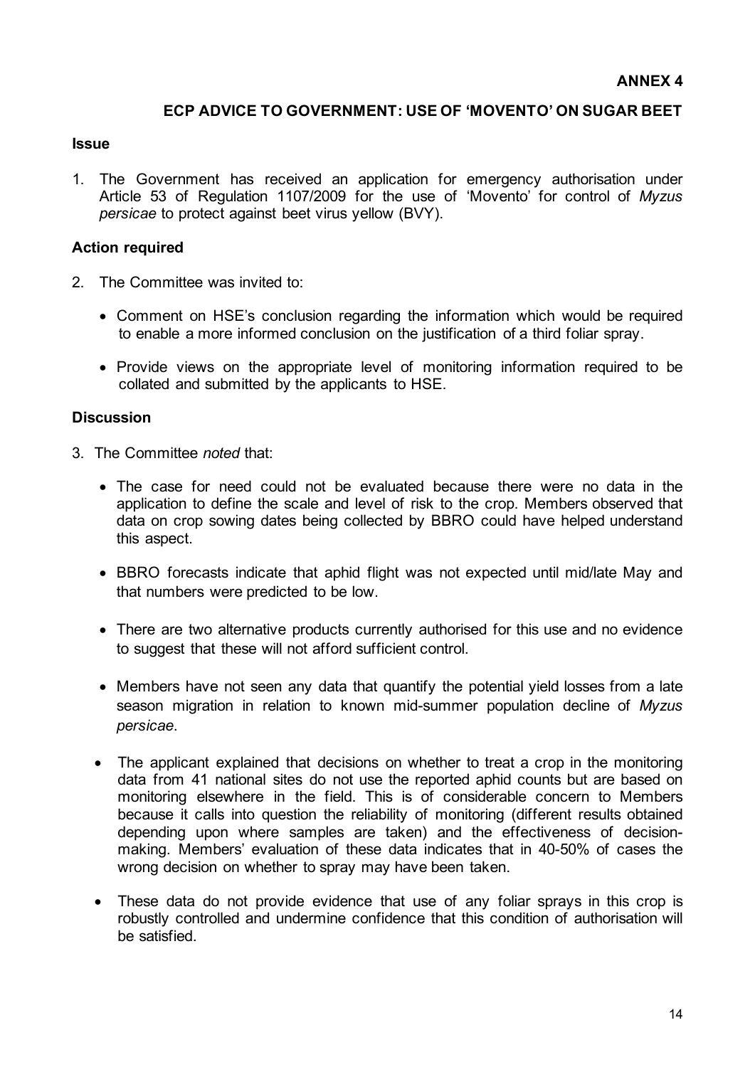**ANNEX 4**

## ECP ADVICE TO GOVERNMENT: USE OF 'MOVENTO' ON SUGAR BEET

### Issue

1. The Government has received an application for emergency authorisation under Article 53 of Regulation 1107/2009 for the use of 'Movento' for control of *Myzus persicae* to protect against beet virus yellow (BVY).

### Action required

2. The Committee was invited to:

   - Comment on HSE's conclusion regarding the information which would be required to enable a more informed conclusion on the justification of a third foliar spray.

   - Provide views on the appropriate level of monitoring information required to be collated and submitted by the applicants to HSE.

### Discussion

3. The Committee *noted* that:

   - The case for need could not be evaluated because there were no data in the application to define the scale and level of risk to the crop. Members observed that data on crop sowing dates being collected by BBRO could have helped understand this aspect.

   - BBRO forecasts indicate that aphid flight was not expected until mid/late May and that numbers were predicted to be low.

   - There are two alternative products currently authorised for this use and no evidence to suggest that these will not afford sufficient control.

   - Members have not seen any data that quantify the potential yield losses from a late season migration in relation to known mid-summer population decline of *Myzus persicae*.

   - The applicant explained that decisions on whether to treat a crop in the monitoring data from 41 national sites do not use the reported aphid counts but are based on monitoring elsewhere in the field. This is of considerable concern to Members because it calls into question the reliability of monitoring (different results obtained depending upon where samples are taken) and the effectiveness of decision-making. Members' evaluation of these data indicates that in 40-50% of cases the wrong decision on whether to spray may have been taken.

   - These data do not provide evidence that use of any foliar sprays in this crop is robustly controlled and undermine confidence that this condition of authorisation will be satisfied.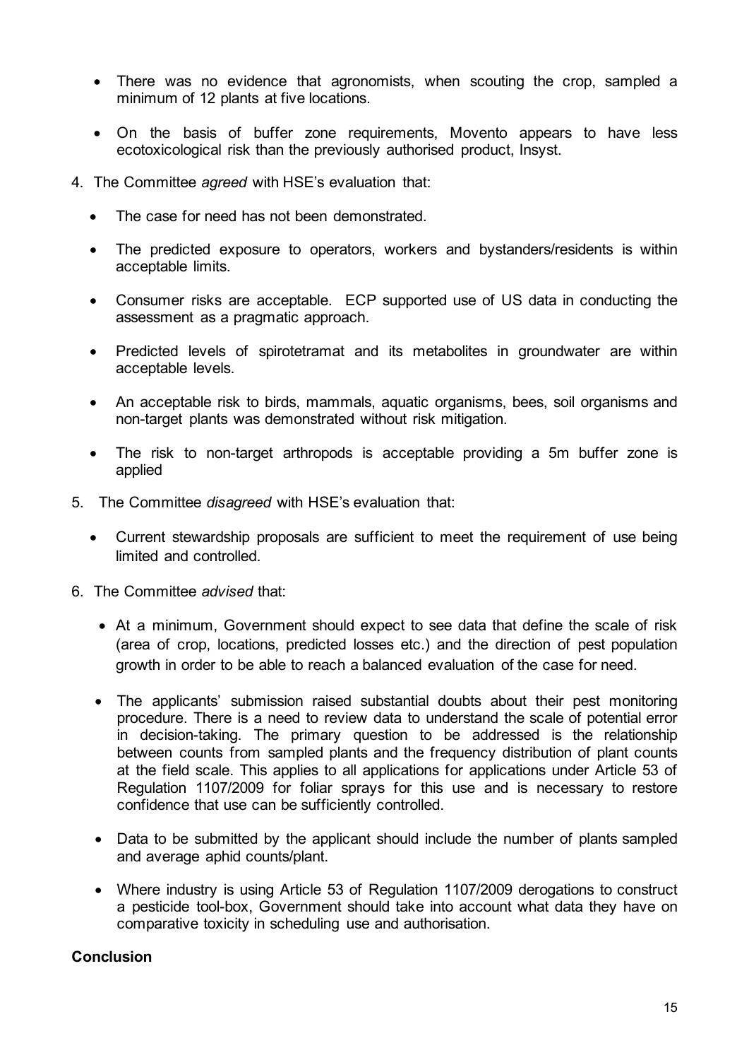- There was no evidence that agronomists, when scouting the crop, sampled a minimum of 12 plants at five locations.

- On the basis of buffer zone requirements, Movento appears to have less ecotoxicological risk than the previously authorised product, Insyst.

4. The Committee *agreed* with HSE's evaluation that:

   - The case for need has not been demonstrated.

   - The predicted exposure to operators, workers and bystanders/residents is within acceptable limits.

   - Consumer risks are acceptable. ECP supported use of US data in conducting the assessment as a pragmatic approach.

   - Predicted levels of spirotetramat and its metabolites in groundwater are within acceptable levels.

   - An acceptable risk to birds, mammals, aquatic organisms, bees, soil organisms and non-target plants was demonstrated without risk mitigation.

   - The risk to non-target arthropods is acceptable providing a 5m buffer zone is applied

5. The Committee *disagreed* with HSE's evaluation that:

   - Current stewardship proposals are sufficient to meet the requirement of use being limited and controlled.

6. The Committee *advised* that:

   - At a minimum, Government should expect to see data that define the scale of risk (area of crop, locations, predicted losses etc.) and the direction of pest population growth in order to be able to reach a balanced evaluation of the case for need.

   - The applicants' submission raised substantial doubts about their pest monitoring procedure. There is a need to review data to understand the scale of potential error in decision-taking. The primary question to be addressed is the relationship between counts from sampled plants and the frequency distribution of plant counts at the field scale. This applies to all applications for applications under Article 53 of Regulation 1107/2009 for foliar sprays for this use and is necessary to restore confidence that use can be sufficiently controlled.

   - Data to be submitted by the applicant should include the number of plants sampled and average aphid counts/plant.

   - Where industry is using Article 53 of Regulation 1107/2009 derogations to construct a pesticide tool-box, Government should take into account what data they have on comparative toxicity in scheduling use and authorisation.

**Conclusion**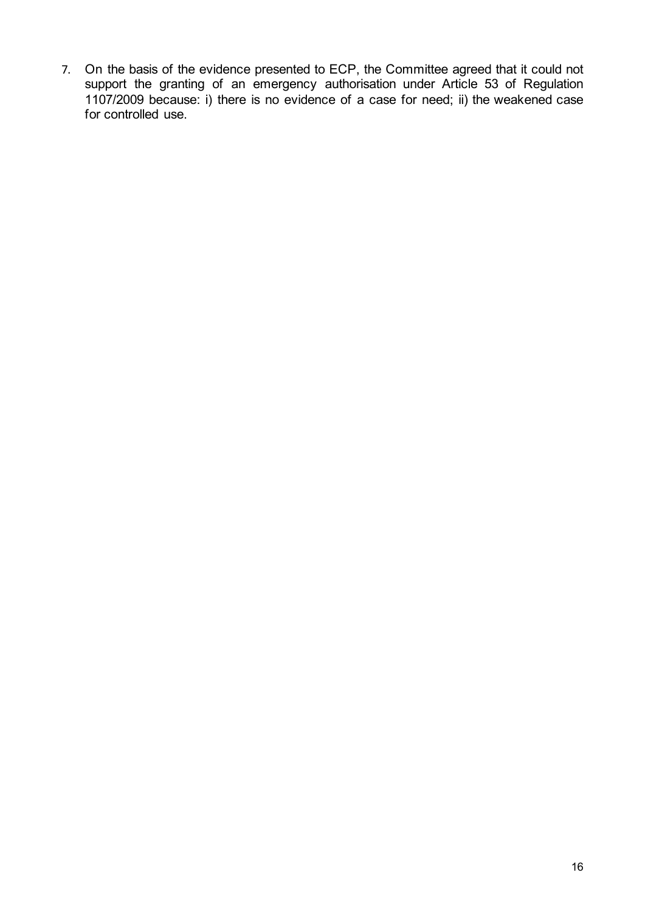7. On the basis of the evidence presented to ECP, the Committee agreed that it could not support the granting of an emergency authorisation under Article 53 of Regulation 1107/2009 because: i) there is no evidence of a case for need; ii) the weakened case for controlled use.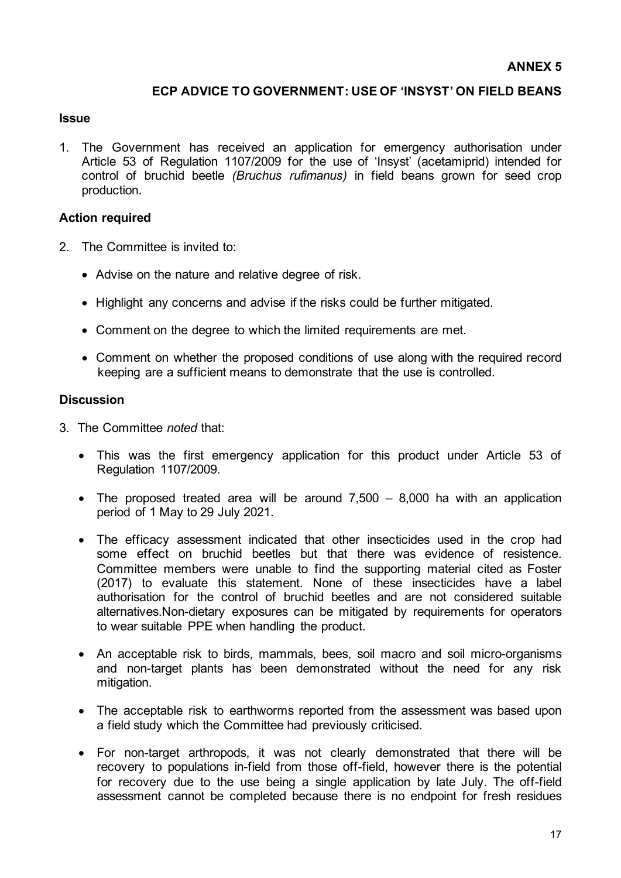**ANNEX 5**

## ECP ADVICE TO GOVERNMENT: USE OF 'INSYST' ON FIELD BEANS

### Issue

1. The Government has received an application for emergency authorisation under Article 53 of Regulation 1107/2009 for the use of 'Insyst' (acetamiprid) intended for control of bruchid beetle *(Bruchus rufimanus)* in field beans grown for seed crop production.

### Action required

2. The Committee is invited to:

   - Advise on the nature and relative degree of risk.
   - Highlight any concerns and advise if the risks could be further mitigated.
   - Comment on the degree to which the limited requirements are met.
   - Comment on whether the proposed conditions of use along with the required record keeping are a sufficient means to demonstrate that the use is controlled.

### Discussion

3. The Committee *noted* that:

   - This was the first emergency application for this product under Article 53 of Regulation 1107/2009.
   - The proposed treated area will be around 7,500 – 8,000 ha with an application period of 1 May to 29 July 2021.
   - The efficacy assessment indicated that other insecticides used in the crop had some effect on bruchid beetles but that there was evidence of resistence. Committee members were unable to find the supporting material cited as Foster (2017) to evaluate this statement. None of these insecticides have a label authorisation for the control of bruchid beetles and are not considered suitable alternatives.Non-dietary exposures can be mitigated by requirements for operators to wear suitable PPE when handling the product.
   - An acceptable risk to birds, mammals, bees, soil macro and soil micro-organisms and non-target plants has been demonstrated without the need for any risk mitigation.
   - The acceptable risk to earthworms reported from the assessment was based upon a field study which the Committee had previously criticised.
   - For non-target arthropods, it was not clearly demonstrated that there will be recovery to populations in-field from those off-field, however there is the potential for recovery due to the use being a single application by late July. The off-field assessment cannot be completed because there is no endpoint for fresh residues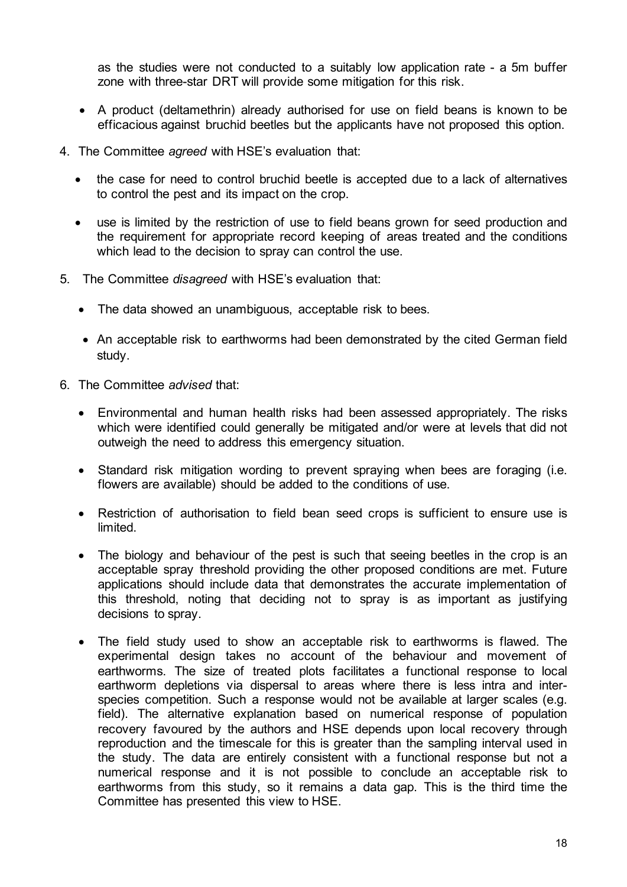as the studies were not conducted to a suitably low application rate - a 5m buffer zone with three-star DRT will provide some mitigation for this risk.

- A product (deltamethrin) already authorised for use on field beans is known to be efficacious against bruchid beetles but the applicants have not proposed this option.

4. The Committee *agreed* with HSE's evaluation that:

   - the case for need to control bruchid beetle is accepted due to a lack of alternatives to control the pest and its impact on the crop.
   - use is limited by the restriction of use to field beans grown for seed production and the requirement for appropriate record keeping of areas treated and the conditions which lead to the decision to spray can control the use.

5. The Committee *disagreed* with HSE's evaluation that:

   - The data showed an unambiguous, acceptable risk to bees.
   - An acceptable risk to earthworms had been demonstrated by the cited German field study.

6. The Committee *advised* that:

   - Environmental and human health risks had been assessed appropriately. The risks which were identified could generally be mitigated and/or were at levels that did not outweigh the need to address this emergency situation.
   - Standard risk mitigation wording to prevent spraying when bees are foraging (i.e. flowers are available) should be added to the conditions of use.
   - Restriction of authorisation to field bean seed crops is sufficient to ensure use is limited.
   - The biology and behaviour of the pest is such that seeing beetles in the crop is an acceptable spray threshold providing the other proposed conditions are met. Future applications should include data that demonstrates the accurate implementation of this threshold, noting that deciding not to spray is as important as justifying decisions to spray.
   - The field study used to show an acceptable risk to earthworms is flawed. The experimental design takes no account of the behaviour and movement of earthworms. The size of treated plots facilitates a functional response to local earthworm depletions via dispersal to areas where there is less intra and inter-species competition. Such a response would not be available at larger scales (e.g. field). The alternative explanation based on numerical response of population recovery favoured by the authors and HSE depends upon local recovery through reproduction and the timescale for this is greater than the sampling interval used in the study. The data are entirely consistent with a functional response but not a numerical response and it is not possible to conclude an acceptable risk to earthworms from this study, so it remains a data gap. This is the third time the Committee has presented this view to HSE.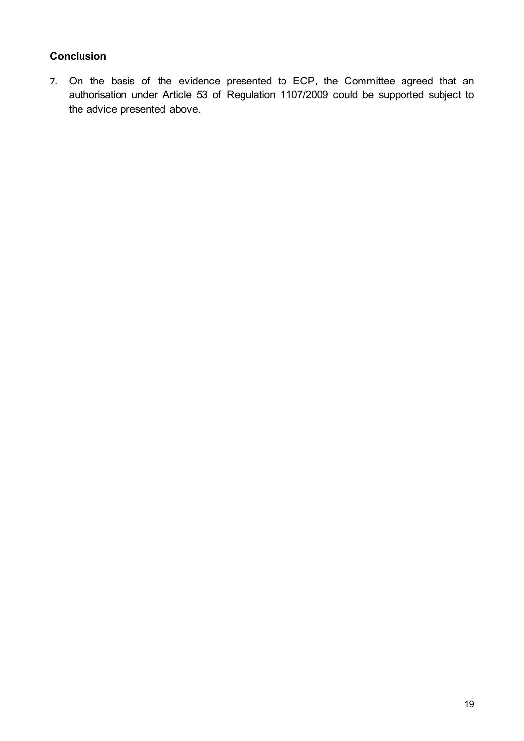**Conclusion**

7. On the basis of the evidence presented to ECP, the Committee agreed that an authorisation under Article 53 of Regulation 1107/2009 could be supported subject to the advice presented above.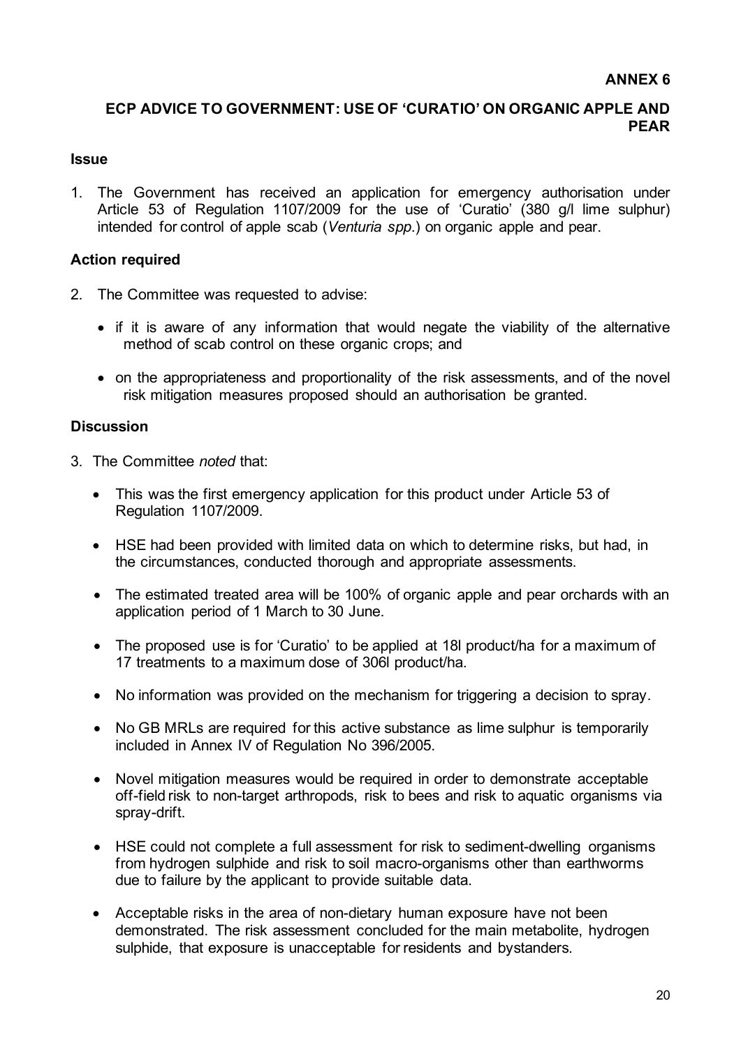**ANNEX 6**

## ECP ADVICE TO GOVERNMENT: USE OF 'CURATIO' ON ORGANIC APPLE AND PEAR

### Issue

1. The Government has received an application for emergency authorisation under Article 53 of Regulation 1107/2009 for the use of 'Curatio' (380 g/l lime sulphur) intended for control of apple scab (*Venturia spp.*) on organic apple and pear.

### Action required

2. The Committee was requested to advise:

   - if it is aware of any information that would negate the viability of the alternative method of scab control on these organic crops; and
   - on the appropriateness and proportionality of the risk assessments, and of the novel risk mitigation measures proposed should an authorisation be granted.

### Discussion

3. The Committee *noted* that:

   - This was the first emergency application for this product under Article 53 of Regulation 1107/2009.
   - HSE had been provided with limited data on which to determine risks, but had, in the circumstances, conducted thorough and appropriate assessments.
   - The estimated treated area will be 100% of organic apple and pear orchards with an application period of 1 March to 30 June.
   - The proposed use is for 'Curatio' to be applied at 18l product/ha for a maximum of 17 treatments to a maximum dose of 306l product/ha.
   - No information was provided on the mechanism for triggering a decision to spray.
   - No GB MRLs are required for this active substance as lime sulphur is temporarily included in Annex IV of Regulation No 396/2005.
   - Novel mitigation measures would be required in order to demonstrate acceptable off-field risk to non-target arthropods, risk to bees and risk to aquatic organisms via spray-drift.
   - HSE could not complete a full assessment for risk to sediment-dwelling organisms from hydrogen sulphide and risk to soil macro-organisms other than earthworms due to failure by the applicant to provide suitable data.
   - Acceptable risks in the area of non-dietary human exposure have not been demonstrated. The risk assessment concluded for the main metabolite, hydrogen sulphide, that exposure is unacceptable for residents and bystanders.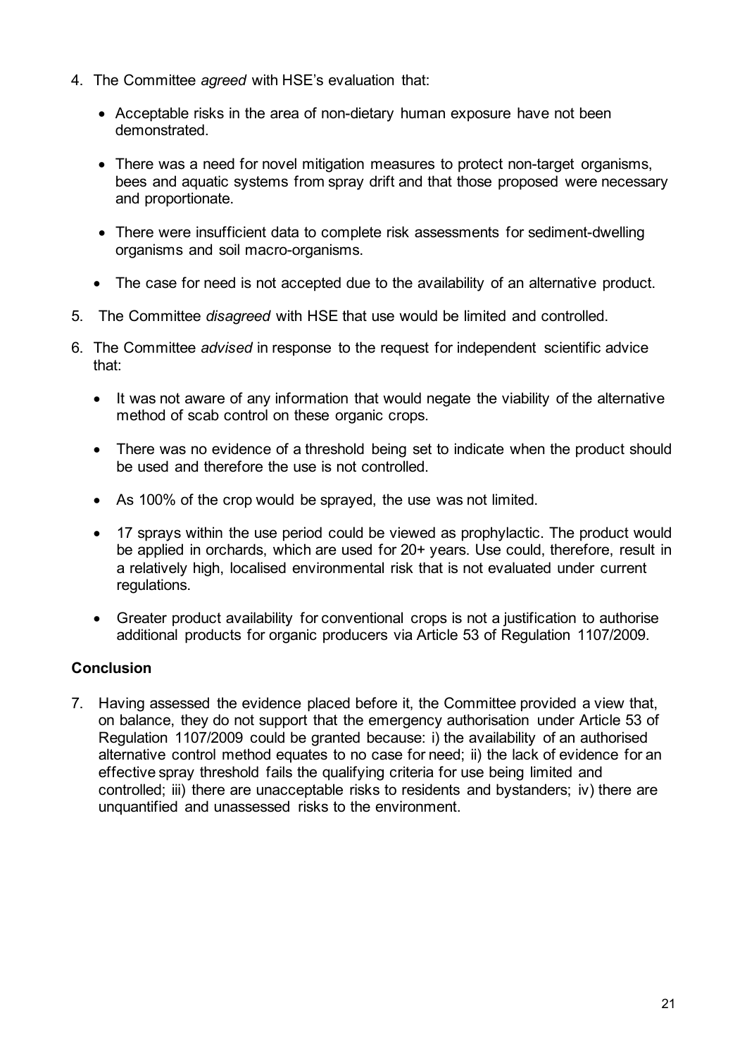4. The Committee *agreed* with HSE's evaluation that:

   - Acceptable risks in the area of non-dietary human exposure have not been demonstrated.
   - There was a need for novel mitigation measures to protect non-target organisms, bees and aquatic systems from spray drift and that those proposed were necessary and proportionate.
   - There were insufficient data to complete risk assessments for sediment-dwelling organisms and soil macro-organisms.
   - The case for need is not accepted due to the availability of an alternative product.

5. The Committee *disagreed* with HSE that use would be limited and controlled.

6. The Committee *advised* in response to the request for independent scientific advice that:

   - It was not aware of any information that would negate the viability of the alternative method of scab control on these organic crops.
   - There was no evidence of a threshold being set to indicate when the product should be used and therefore the use is not controlled.
   - As 100% of the crop would be sprayed, the use was not limited.
   - 17 sprays within the use period could be viewed as prophylactic. The product would be applied in orchards, which are used for 20+ years. Use could, therefore, result in a relatively high, localised environmental risk that is not evaluated under current regulations.
   - Greater product availability for conventional crops is not a justification to authorise additional products for organic producers via Article 53 of Regulation 1107/2009.

## Conclusion

7. Having assessed the evidence placed before it, the Committee provided a view that, on balance, they do not support that the emergency authorisation under Article 53 of Regulation 1107/2009 could be granted because: i) the availability of an authorised alternative control method equates to no case for need; ii) the lack of evidence for an effective spray threshold fails the qualifying criteria for use being limited and controlled; iii) there are unacceptable risks to residents and bystanders; iv) there are unquantified and unassessed risks to the environment.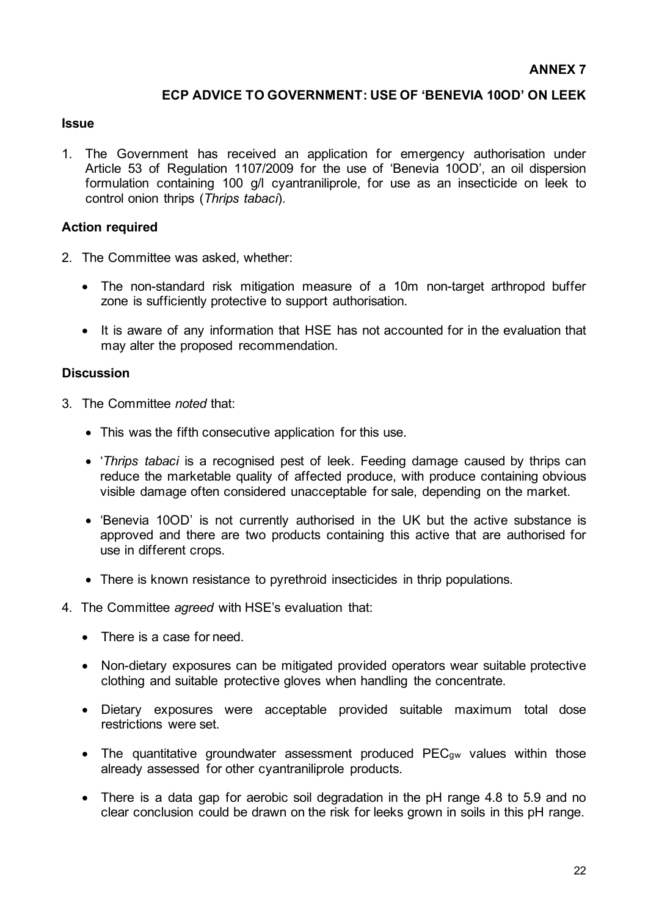**ANNEX 7**

## ECP ADVICE TO GOVERNMENT: USE OF 'BENEVIA 10OD' ON LEEK

### Issue

1. The Government has received an application for emergency authorisation under Article 53 of Regulation 1107/2009 for the use of 'Benevia 10OD', an oil dispersion formulation containing 100 g/l cyantraniliprole, for use as an insecticide on leek to control onion thrips (*Thrips tabaci*).

### Action required

2. The Committee was asked, whether:

   - The non-standard risk mitigation measure of a 10m non-target arthropod buffer zone is sufficiently protective to support authorisation.

   - It is aware of any information that HSE has not accounted for in the evaluation that may alter the proposed recommendation.

### Discussion

3. The Committee *noted* that:

   - This was the fifth consecutive application for this use.

   - '*Thrips tabaci* is a recognised pest of leek. Feeding damage caused by thrips can reduce the marketable quality of affected produce, with produce containing obvious visible damage often considered unacceptable for sale, depending on the market.

   - 'Benevia 10OD' is not currently authorised in the UK but the active substance is approved and there are two products containing this active that are authorised for use in different crops.

   - There is known resistance to pyrethroid insecticides in thrip populations.

4. The Committee *agreed* with HSE's evaluation that:

   - There is a case for need.

   - Non-dietary exposures can be mitigated provided operators wear suitable protective clothing and suitable protective gloves when handling the concentrate.

   - Dietary exposures were acceptable provided suitable maximum total dose restrictions were set.

   - The quantitative groundwater assessment produced $PEC_{gw}$ values within those already assessed for other cyantraniliprole products.

   - There is a data gap for aerobic soil degradation in the pH range 4.8 to 5.9 and no clear conclusion could be drawn on the risk for leeks grown in soils in this pH range.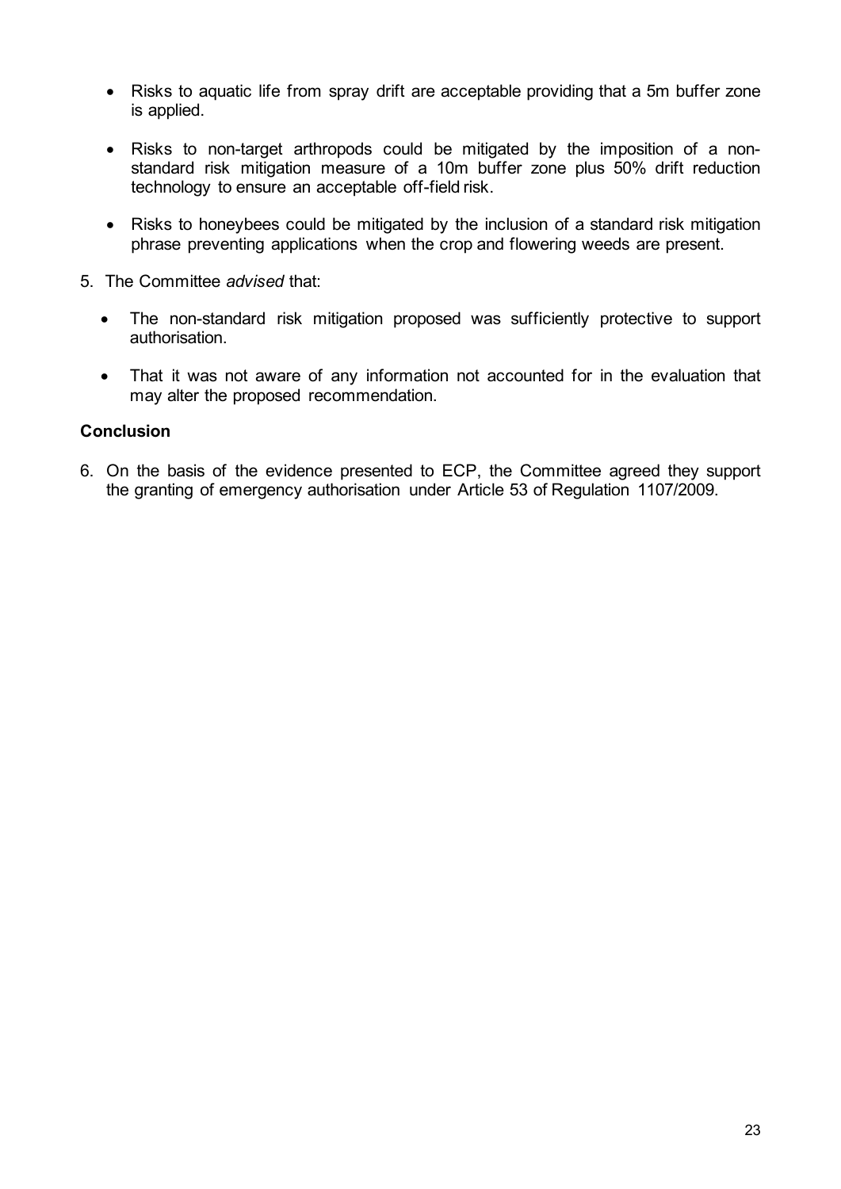- Risks to aquatic life from spray drift are acceptable providing that a 5m buffer zone is applied.

- Risks to non-target arthropods could be mitigated by the imposition of a non-standard risk mitigation measure of a 10m buffer zone plus 50% drift reduction technology to ensure an acceptable off-field risk.

- Risks to honeybees could be mitigated by the inclusion of a standard risk mitigation phrase preventing applications when the crop and flowering weeds are present.

5. The Committee *advised* that:

   - The non-standard risk mitigation proposed was sufficiently protective to support authorisation.

   - That it was not aware of any information not accounted for in the evaluation that may alter the proposed recommendation.

**Conclusion**

6. On the basis of the evidence presented to ECP, the Committee agreed they support the granting of emergency authorisation under Article 53 of Regulation 1107/2009.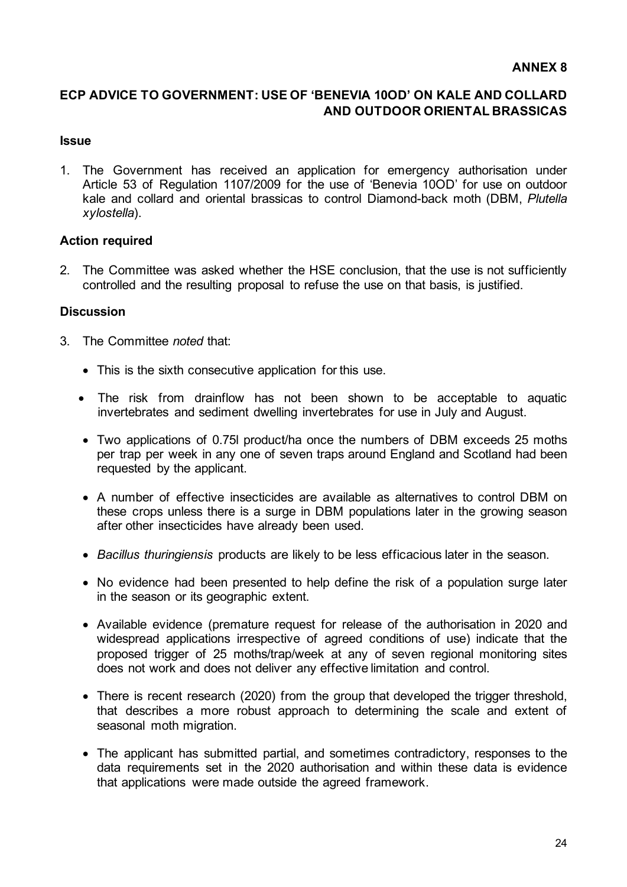**ANNEX 8**

## ECP ADVICE TO GOVERNMENT: USE OF 'BENEVIA 10OD' ON KALE AND COLLARD AND OUTDOOR ORIENTAL BRASSICAS

### Issue

1. The Government has received an application for emergency authorisation under Article 53 of Regulation 1107/2009 for the use of 'Benevia 10OD' for use on outdoor kale and collard and oriental brassicas to control Diamond-back moth (DBM, *Plutella xylostella*).

### Action required

2. The Committee was asked whether the HSE conclusion, that the use is not sufficiently controlled and the resulting proposal to refuse the use on that basis, is justified.

### Discussion

3. The Committee *noted* that:

   - This is the sixth consecutive application for this use.

   - The risk from drainflow has not been shown to be acceptable to aquatic invertebrates and sediment dwelling invertebrates for use in July and August.

   - Two applications of 0.75l product/ha once the numbers of DBM exceeds 25 moths per trap per week in any one of seven traps around England and Scotland had been requested by the applicant.

   - A number of effective insecticides are available as alternatives to control DBM on these crops unless there is a surge in DBM populations later in the growing season after other insecticides have already been used.

   - *Bacillus thuringiensis* products are likely to be less efficacious later in the season.

   - No evidence had been presented to help define the risk of a population surge later in the season or its geographic extent.

   - Available evidence (premature request for release of the authorisation in 2020 and widespread applications irrespective of agreed conditions of use) indicate that the proposed trigger of 25 moths/trap/week at any of seven regional monitoring sites does not work and does not deliver any effective limitation and control.

   - There is recent research (2020) from the group that developed the trigger threshold, that describes a more robust approach to determining the scale and extent of seasonal moth migration.

   - The applicant has submitted partial, and sometimes contradictory, responses to the data requirements set in the 2020 authorisation and within these data is evidence that applications were made outside the agreed framework.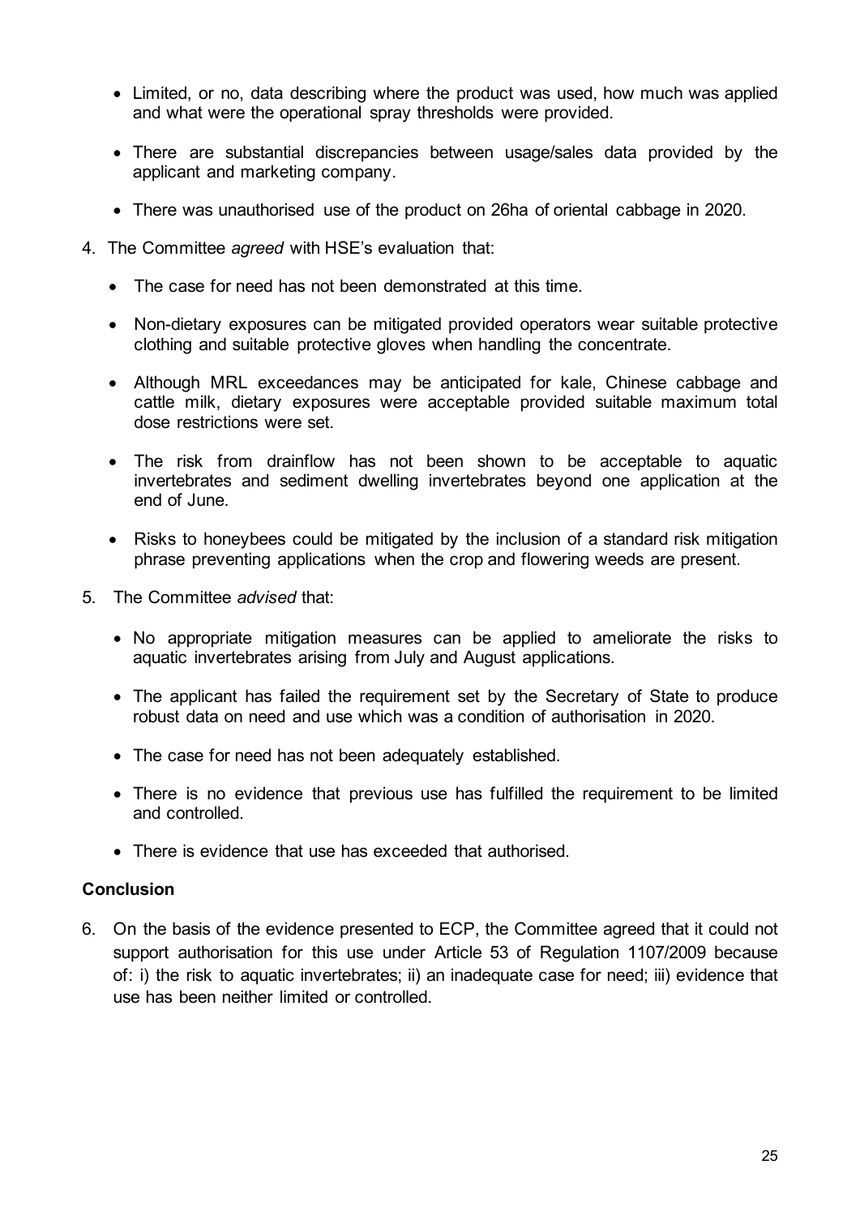- Limited, or no, data describing where the product was used, how much was applied and what were the operational spray thresholds were provided.

- There are substantial discrepancies between usage/sales data provided by the applicant and marketing company.

- There was unauthorised use of the product on 26ha of oriental cabbage in 2020.

4. The Committee *agreed* with HSE's evaluation that:

   - The case for need has not been demonstrated at this time.

   - Non-dietary exposures can be mitigated provided operators wear suitable protective clothing and suitable protective gloves when handling the concentrate.

   - Although MRL exceedances may be anticipated for kale, Chinese cabbage and cattle milk, dietary exposures were acceptable provided suitable maximum total dose restrictions were set.

   - The risk from drainflow has not been shown to be acceptable to aquatic invertebrates and sediment dwelling invertebrates beyond one application at the end of June.

   - Risks to honeybees could be mitigated by the inclusion of a standard risk mitigation phrase preventing applications when the crop and flowering weeds are present.

5. The Committee *advised* that:

   - No appropriate mitigation measures can be applied to ameliorate the risks to aquatic invertebrates arising from July and August applications.

   - The applicant has failed the requirement set by the Secretary of State to produce robust data on need and use which was a condition of authorisation in 2020.

   - The case for need has not been adequately established.

   - There is no evidence that previous use has fulfilled the requirement to be limited and controlled.

   - There is evidence that use has exceeded that authorised.

**Conclusion**

6. On the basis of the evidence presented to ECP, the Committee agreed that it could not support authorisation for this use under Article 53 of Regulation 1107/2009 because of: i) the risk to aquatic invertebrates; ii) an inadequate case for need; iii) evidence that use has been neither limited or controlled.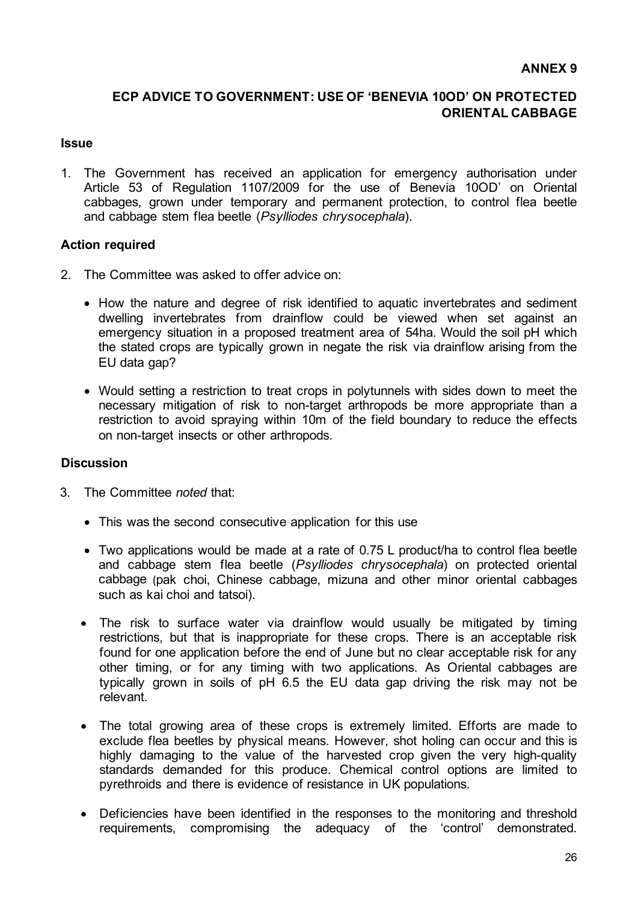**ANNEX 9**

**ECP ADVICE TO GOVERNMENT: USE OF 'BENEVIA 10OD' ON PROTECTED ORIENTAL CABBAGE**

**Issue**

1. The Government has received an application for emergency authorisation under Article 53 of Regulation 1107/2009 for the use of Benevia 10OD' on Oriental cabbages, grown under temporary and permanent protection, to control flea beetle and cabbage stem flea beetle (*Psylliodes chrysocephala*).

**Action required**

2. The Committee was asked to offer advice on:

   - How the nature and degree of risk identified to aquatic invertebrates and sediment dwelling invertebrates from drainflow could be viewed when set against an emergency situation in a proposed treatment area of 54ha. Would the soil pH which the stated crops are typically grown in negate the risk via drainflow arising from the EU data gap?
   - Would setting a restriction to treat crops in polytunnels with sides down to meet the necessary mitigation of risk to non-target arthropods be more appropriate than a restriction to avoid spraying within 10m of the field boundary to reduce the effects on non-target insects or other arthropods.

**Discussion**

3. The Committee *noted* that:

   - This was the second consecutive application for this use
   - Two applications would be made at a rate of 0.75 L product/ha to control flea beetle and cabbage stem flea beetle (*Psylliodes chrysocephala*) on protected oriental cabbage (pak choi, Chinese cabbage, mizuna and other minor oriental cabbages such as kai choi and tatsoi).
   - The risk to surface water via drainflow would usually be mitigated by timing restrictions, but that is inappropriate for these crops. There is an acceptable risk found for one application before the end of June but no clear acceptable risk for any other timing, or for any timing with two applications. As Oriental cabbages are typically grown in soils of pH 6.5 the EU data gap driving the risk may not be relevant.
   - The total growing area of these crops is extremely limited. Efforts are made to exclude flea beetles by physical means. However, shot holing can occur and this is highly damaging to the value of the harvested crop given the very high-quality standards demanded for this produce. Chemical control options are limited to pyrethroids and there is evidence of resistance in UK populations.
   - Deficiencies have been identified in the responses to the monitoring and threshold requirements, compromising the adequacy of the 'control' demonstrated.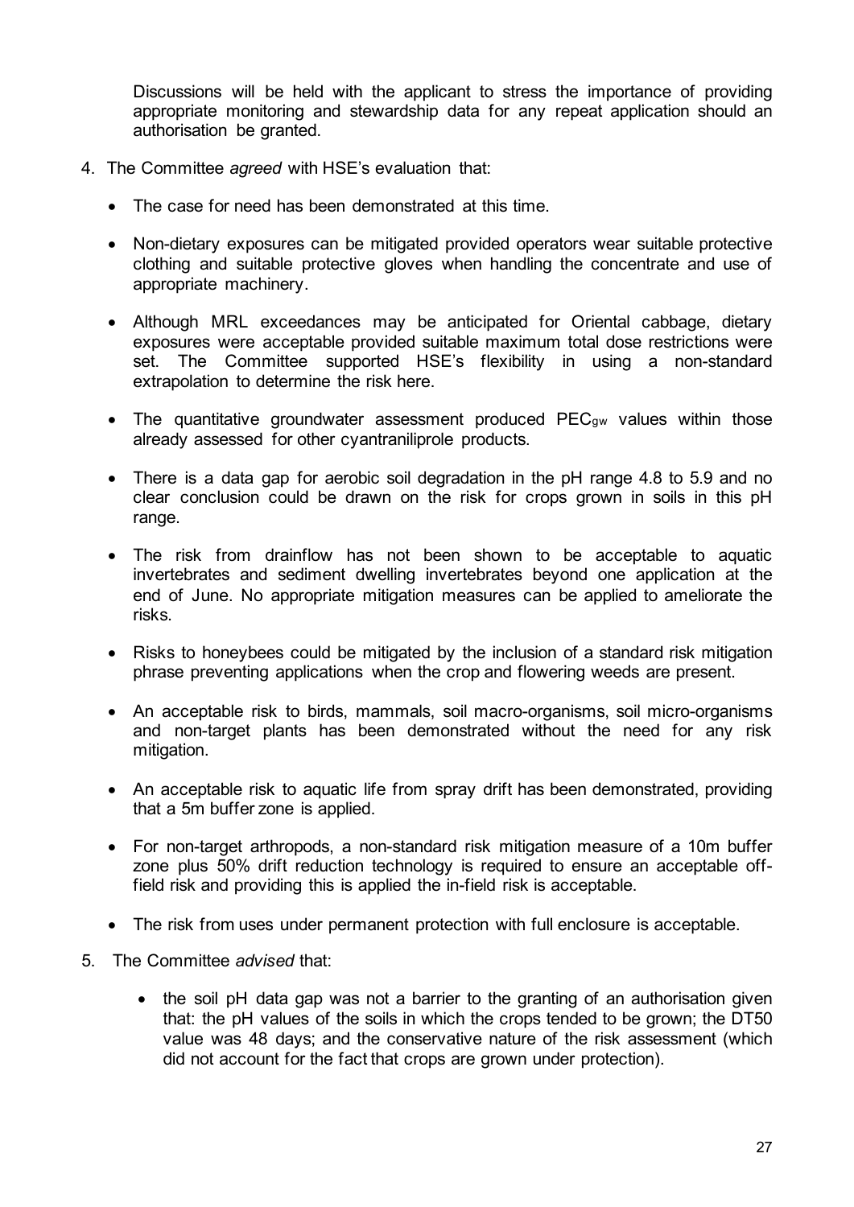Discussions will be held with the applicant to stress the importance of providing appropriate monitoring and stewardship data for any repeat application should an authorisation be granted.

4. The Committee *agreed* with HSE's evaluation that:

   - The case for need has been demonstrated at this time.
   - Non-dietary exposures can be mitigated provided operators wear suitable protective clothing and suitable protective gloves when handling the concentrate and use of appropriate machinery.
   - Although MRL exceedances may be anticipated for Oriental cabbage, dietary exposures were acceptable provided suitable maximum total dose restrictions were set. The Committee supported HSE's flexibility in using a non-standard extrapolation to determine the risk here.
   - The quantitative groundwater assessment produced $PEC_{gw}$ values within those already assessed for other cyantraniliprole products.
   - There is a data gap for aerobic soil degradation in the pH range 4.8 to 5.9 and no clear conclusion could be drawn on the risk for crops grown in soils in this pH range.
   - The risk from drainflow has not been shown to be acceptable to aquatic invertebrates and sediment dwelling invertebrates beyond one application at the end of June. No appropriate mitigation measures can be applied to ameliorate the risks.
   - Risks to honeybees could be mitigated by the inclusion of a standard risk mitigation phrase preventing applications when the crop and flowering weeds are present.
   - An acceptable risk to birds, mammals, soil macro-organisms, soil micro-organisms and non-target plants has been demonstrated without the need for any risk mitigation.
   - An acceptable risk to aquatic life from spray drift has been demonstrated, providing that a 5m buffer zone is applied.
   - For non-target arthropods, a non-standard risk mitigation measure of a 10m buffer zone plus 50% drift reduction technology is required to ensure an acceptable off-field risk and providing this is applied the in-field risk is acceptable.
   - The risk from uses under permanent protection with full enclosure is acceptable.

5. The Committee *advised* that:

   - the soil pH data gap was not a barrier to the granting of an authorisation given that: the pH values of the soils in which the crops tended to be grown; the DT50 value was 48 days; and the conservative nature of the risk assessment (which did not account for the fact that crops are grown under protection).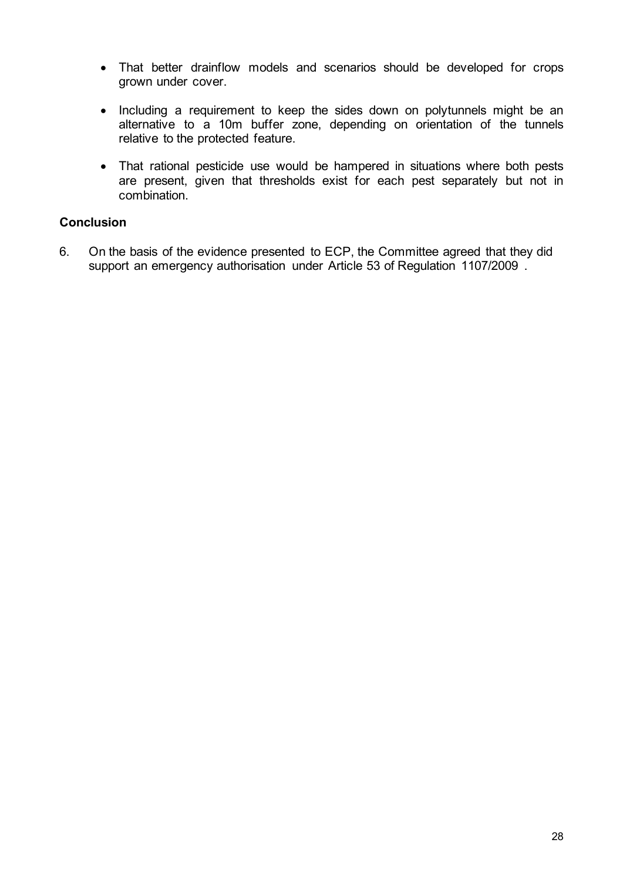- That better drainflow models and scenarios should be developed for crops grown under cover.
- Including a requirement to keep the sides down on polytunnels might be an alternative to a 10m buffer zone, depending on orientation of the tunnels relative to the protected feature.
- That rational pesticide use would be hampered in situations where both pests are present, given that thresholds exist for each pest separately but not in combination.

**Conclusion**

6. On the basis of the evidence presented to ECP, the Committee agreed that they did support an emergency authorisation under Article 53 of Regulation 1107/2009 .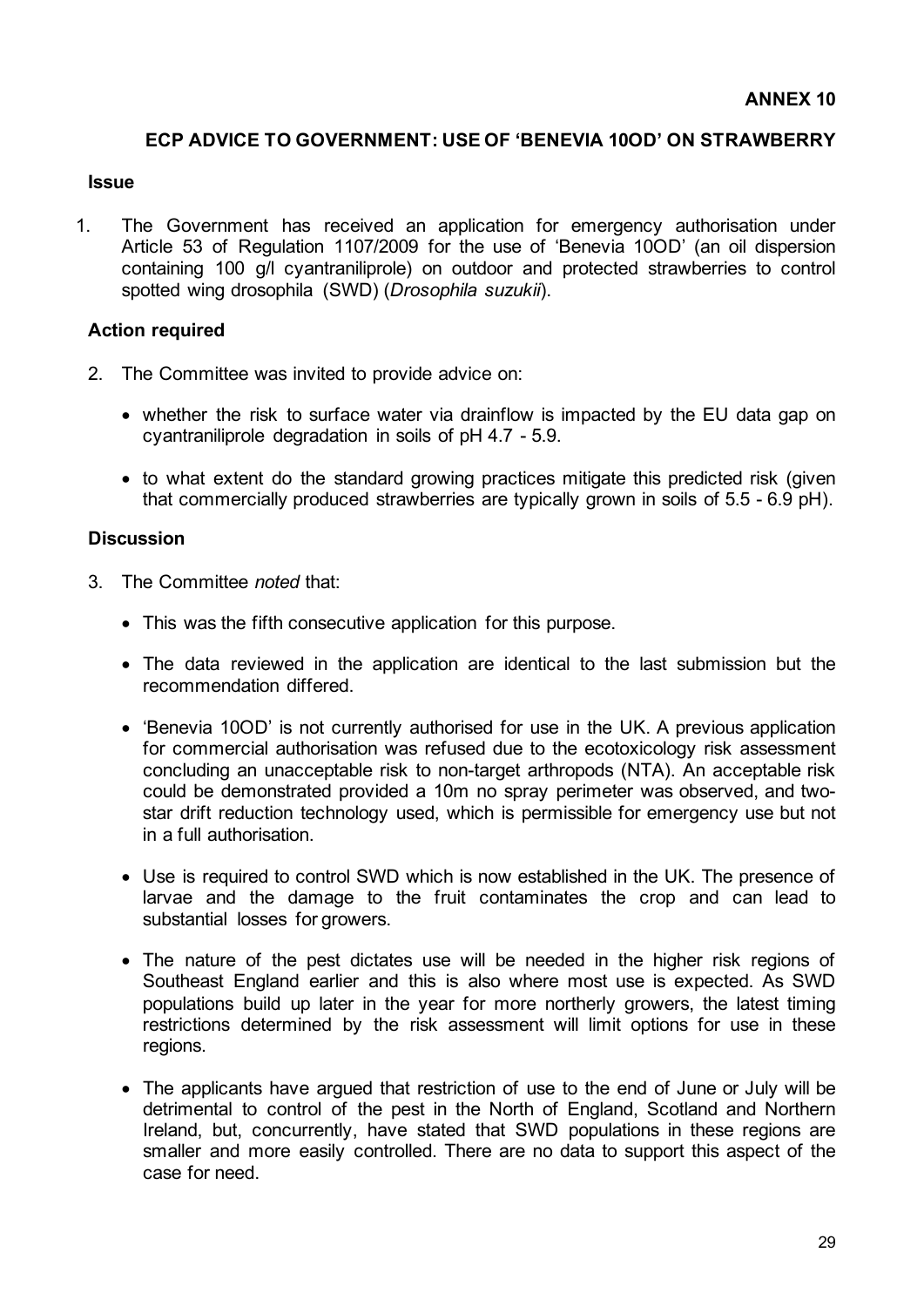**ANNEX 10**

## ECP ADVICE TO GOVERNMENT: USE OF 'BENEVIA 10OD' ON STRAWBERRY

### Issue

1. The Government has received an application for emergency authorisation under Article 53 of Regulation 1107/2009 for the use of 'Benevia 10OD' (an oil dispersion containing 100 g/l cyantraniliprole) on outdoor and protected strawberries to control spotted wing drosophila (SWD) (*Drosophila suzukii*).

### Action required

2. The Committee was invited to provide advice on:

   - whether the risk to surface water via drainflow is impacted by the EU data gap on cyantraniliprole degradation in soils of pH 4.7 - 5.9.
   - to what extent do the standard growing practices mitigate this predicted risk (given that commercially produced strawberries are typically grown in soils of 5.5 - 6.9 pH).

### Discussion

3. The Committee *noted* that:

   - This was the fifth consecutive application for this purpose.
   - The data reviewed in the application are identical to the last submission but the recommendation differed.
   - 'Benevia 10OD' is not currently authorised for use in the UK. A previous application for commercial authorisation was refused due to the ecotoxicology risk assessment concluding an unacceptable risk to non-target arthropods (NTA). An acceptable risk could be demonstrated provided a 10m no spray perimeter was observed, and two-star drift reduction technology used, which is permissible for emergency use but not in a full authorisation.
   - Use is required to control SWD which is now established in the UK. The presence of larvae and the damage to the fruit contaminates the crop and can lead to substantial losses for growers.
   - The nature of the pest dictates use will be needed in the higher risk regions of Southeast England earlier and this is also where most use is expected. As SWD populations build up later in the year for more northerly growers, the latest timing restrictions determined by the risk assessment will limit options for use in these regions.
   - The applicants have argued that restriction of use to the end of June or July will be detrimental to control of the pest in the North of England, Scotland and Northern Ireland, but, concurrently, have stated that SWD populations in these regions are smaller and more easily controlled. There are no data to support this aspect of the case for need.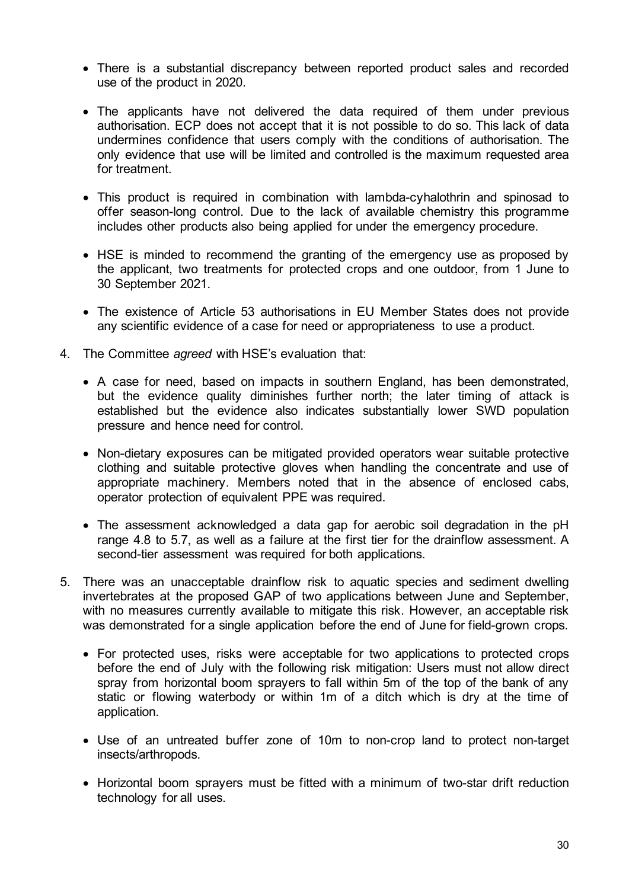- There is a substantial discrepancy between reported product sales and recorded use of the product in 2020.

- The applicants have not delivered the data required of them under previous authorisation. ECP does not accept that it is not possible to do so. This lack of data undermines confidence that users comply with the conditions of authorisation. The only evidence that use will be limited and controlled is the maximum requested area for treatment.

- This product is required in combination with lambda-cyhalothrin and spinosad to offer season-long control. Due to the lack of available chemistry this programme includes other products also being applied for under the emergency procedure.

- HSE is minded to recommend the granting of the emergency use as proposed by the applicant, two treatments for protected crops and one outdoor, from 1 June to 30 September 2021.

- The existence of Article 53 authorisations in EU Member States does not provide any scientific evidence of a case for need or appropriateness to use a product.

4. The Committee *agreed* with HSE's evaluation that:

   - A case for need, based on impacts in southern England, has been demonstrated, but the evidence quality diminishes further north; the later timing of attack is established but the evidence also indicates substantially lower SWD population pressure and hence need for control.

   - Non-dietary exposures can be mitigated provided operators wear suitable protective clothing and suitable protective gloves when handling the concentrate and use of appropriate machinery. Members noted that in the absence of enclosed cabs, operator protection of equivalent PPE was required.

   - The assessment acknowledged a data gap for aerobic soil degradation in the pH range 4.8 to 5.7, as well as a failure at the first tier for the drainflow assessment. A second-tier assessment was required for both applications.

5. There was an unacceptable drainflow risk to aquatic species and sediment dwelling invertebrates at the proposed GAP of two applications between June and September, with no measures currently available to mitigate this risk. However, an acceptable risk was demonstrated for a single application before the end of June for field-grown crops.

   - For protected uses, risks were acceptable for two applications to protected crops before the end of July with the following risk mitigation: Users must not allow direct spray from horizontal boom sprayers to fall within 5m of the top of the bank of any static or flowing waterbody or within 1m of a ditch which is dry at the time of application.

   - Use of an untreated buffer zone of 10m to non-crop land to protect non-target insects/arthropods.

   - Horizontal boom sprayers must be fitted with a minimum of two-star drift reduction technology for all uses.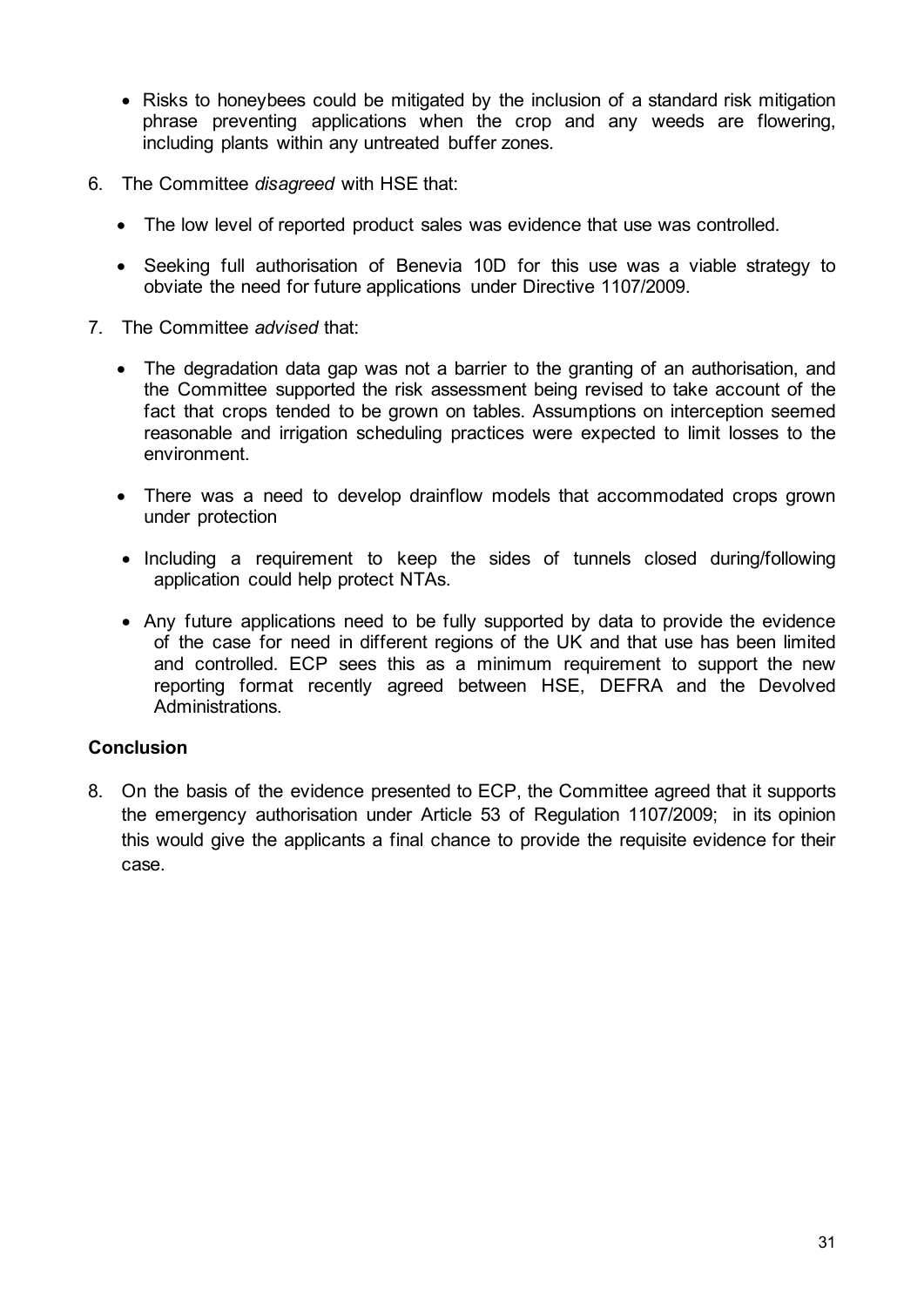- Risks to honeybees could be mitigated by the inclusion of a standard risk mitigation phrase preventing applications when the crop and any weeds are flowering, including plants within any untreated buffer zones.

6. The Committee *disagreed* with HSE that:

   - The low level of reported product sales was evidence that use was controlled.

   - Seeking full authorisation of Benevia 10D for this use was a viable strategy to obviate the need for future applications under Directive 1107/2009.

7. The Committee *advised* that:

   - The degradation data gap was not a barrier to the granting of an authorisation, and the Committee supported the risk assessment being revised to take account of the fact that crops tended to be grown on tables. Assumptions on interception seemed reasonable and irrigation scheduling practices were expected to limit losses to the environment.

   - There was a need to develop drainflow models that accommodated crops grown under protection

   - Including a requirement to keep the sides of tunnels closed during/following application could help protect NTAs.

   - Any future applications need to be fully supported by data to provide the evidence of the case for need in different regions of the UK and that use has been limited and controlled. ECP sees this as a minimum requirement to support the new reporting format recently agreed between HSE, DEFRA and the Devolved Administrations.

**Conclusion**

8. On the basis of the evidence presented to ECP, the Committee agreed that it supports the emergency authorisation under Article 53 of Regulation 1107/2009; in its opinion this would give the applicants a final chance to provide the requisite evidence for their case.